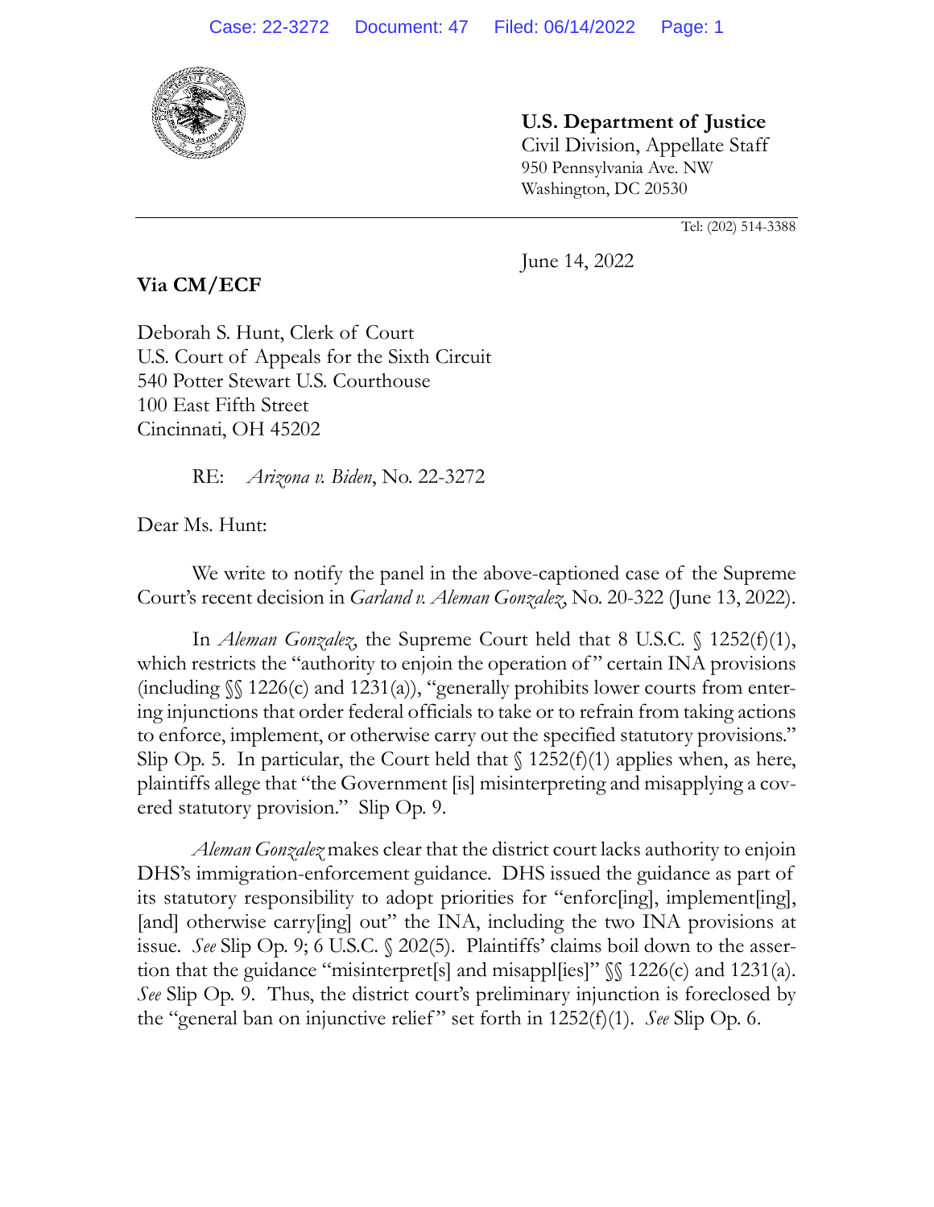**U.S. Department of Justice**
Civil Division, Appellate Staff
950 Pennsylvania Ave. NW
Washington, DC 20530

Tel: (202) 514-3388

June 14, 2022

**Via CM/ECF**

Deborah S. Hunt, Clerk of Court
U.S. Court of Appeals for the Sixth Circuit
540 Potter Stewart U.S. Courthouse
100 East Fifth Street
Cincinnati, OH 45202

RE: *Arizona v. Biden*, No. 22-3272

Dear Ms. Hunt:

We write to notify the panel in the above-captioned case of the Supreme Court's recent decision in *Garland v. Aleman Gonzalez*, No. 20-322 (June 13, 2022).

In *Aleman Gonzalez*, the Supreme Court held that 8 U.S.C. § 1252(f)(1), which restricts the "authority to enjoin the operation of" certain INA provisions (including §§ 1226(c) and 1231(a)), "generally prohibits lower courts from entering injunctions that order federal officials to take or to refrain from taking actions to enforce, implement, or otherwise carry out the specified statutory provisions." Slip Op. 5. In particular, the Court held that § 1252(f)(1) applies when, as here, plaintiffs allege that "the Government [is] misinterpreting and misapplying a covered statutory provision." Slip Op. 9.

*Aleman Gonzalez* makes clear that the district court lacks authority to enjoin DHS's immigration-enforcement guidance. DHS issued the guidance as part of its statutory responsibility to adopt priorities for "enforc[ing], implement[ing], [and] otherwise carry[ing] out" the INA, including the two INA provisions at issue. *See* Slip Op. 9; 6 U.S.C. § 202(5). Plaintiffs' claims boil down to the assertion that the guidance "misinterpret[s] and misappl[ies]" §§ 1226(c) and 1231(a). *See* Slip Op. 9. Thus, the district court's preliminary injunction is foreclosed by the "general ban on injunctive relief" set forth in 1252(f)(1). *See* Slip Op. 6.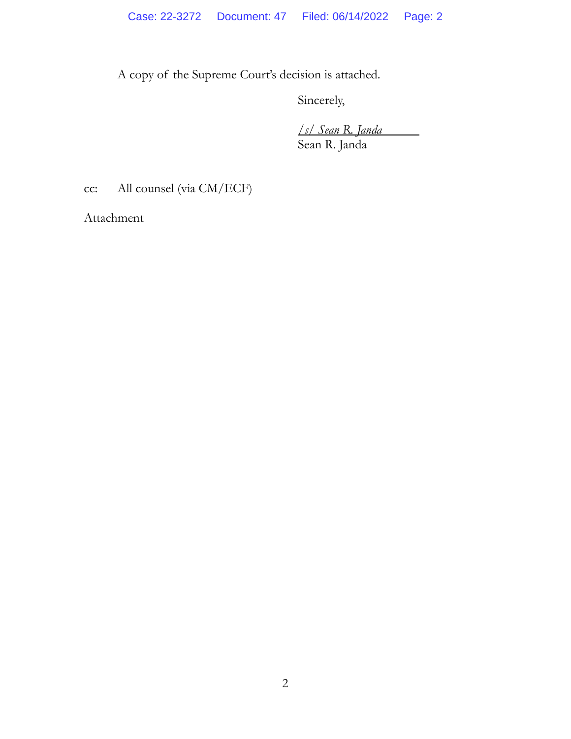A copy of the Supreme Court's decision is attached.

Sincerely,

*/s/ Sean R. Janda*
Sean R. Janda

cc: All counsel (via CM/ECF)

Attachment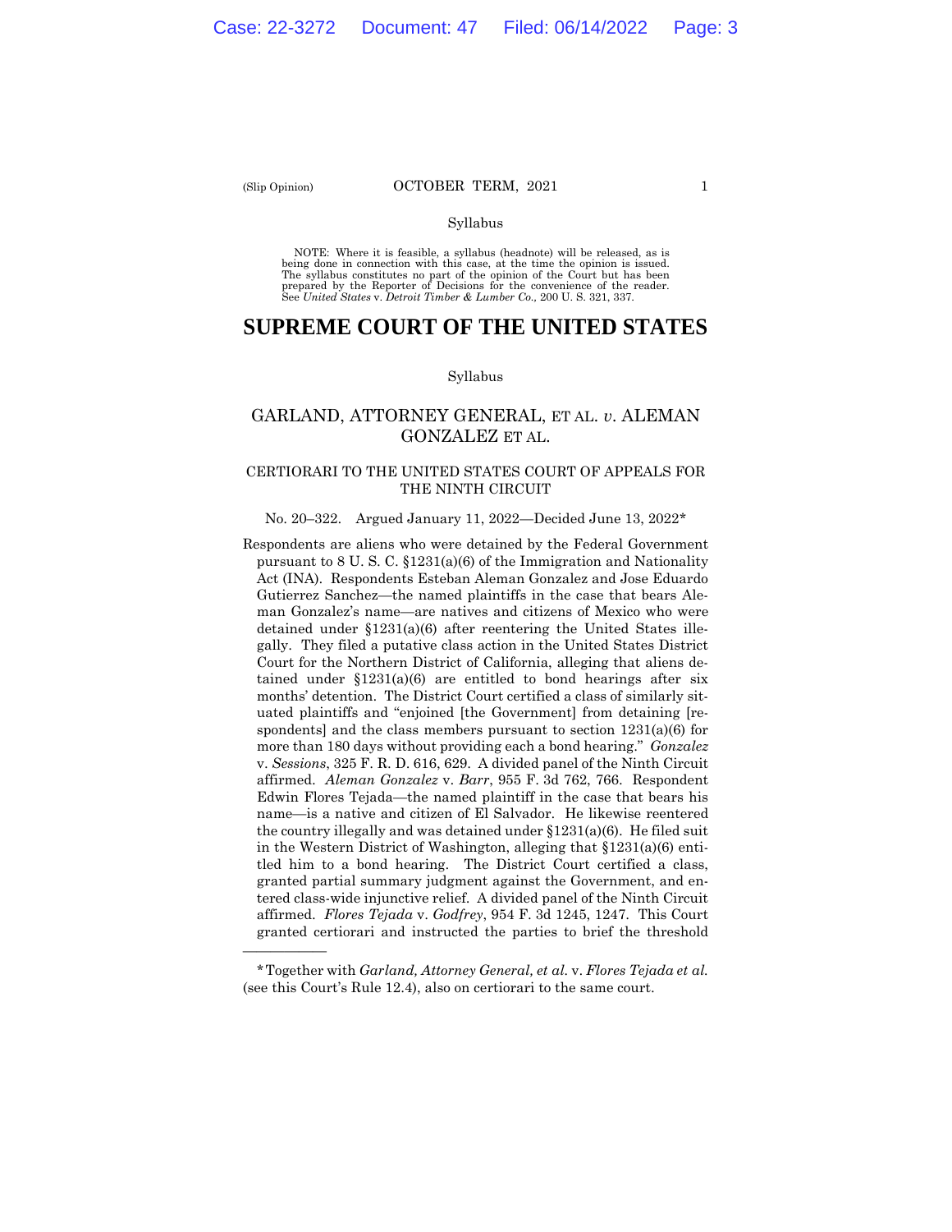(Slip Opinion) OCTOBER TERM, 2021

Syllabus

NOTE: Where it is feasible, a syllabus (headnote) will be released, as is being done in connection with this case, at the time the opinion is issued. The syllabus constitutes no part of the opinion of the Court but has been prepared by the Reporter of Decisions for the convenience of the reader. See *United States* v. *Detroit Timber & Lumber Co.,* 200 U. S. 321, 337.

# SUPREME COURT OF THE UNITED STATES

Syllabus

## GARLAND, ATTORNEY GENERAL, ET AL. *v.* ALEMAN GONZALEZ ET AL.

CERTIORARI TO THE UNITED STATES COURT OF APPEALS FOR THE NINTH CIRCUIT

No. 20–322. Argued January 11, 2022—Decided June 13, 2022*

Respondents are aliens who were detained by the Federal Government pursuant to 8 U. S. C. §1231(a)(6) of the Immigration and Nationality Act (INA). Respondents Esteban Aleman Gonzalez and Jose Eduardo Gutierrez Sanchez—the named plaintiffs in the case that bears Aleman Gonzalez's name—are natives and citizens of Mexico who were detained under §1231(a)(6) after reentering the United States illegally. They filed a putative class action in the United States District Court for the Northern District of California, alleging that aliens detained under §1231(a)(6) are entitled to bond hearings after six months' detention. The District Court certified a class of similarly situated plaintiffs and "enjoined [the Government] from detaining [respondents] and the class members pursuant to section 1231(a)(6) for more than 180 days without providing each a bond hearing." *Gonzalez* v. *Sessions*, 325 F. R. D. 616, 629. A divided panel of the Ninth Circuit affirmed. *Aleman Gonzalez* v. *Barr*, 955 F. 3d 762, 766. Respondent Edwin Flores Tejada—the named plaintiff in the case that bears his name—is a native and citizen of El Salvador. He likewise reentered the country illegally and was detained under §1231(a)(6). He filed suit in the Western District of Washington, alleging that §1231(a)(6) entitled him to a bond hearing. The District Court certified a class, granted partial summary judgment against the Government, and entered class-wide injunctive relief. A divided panel of the Ninth Circuit affirmed. *Flores Tejada* v. *Godfrey*, 954 F. 3d 1245, 1247. This Court granted certiorari and instructed the parties to brief the threshold

---

*Together with *Garland, Attorney General, et al.* v. *Flores Tejada et al.* (see this Court's Rule 12.4), also on certiorari to the same court.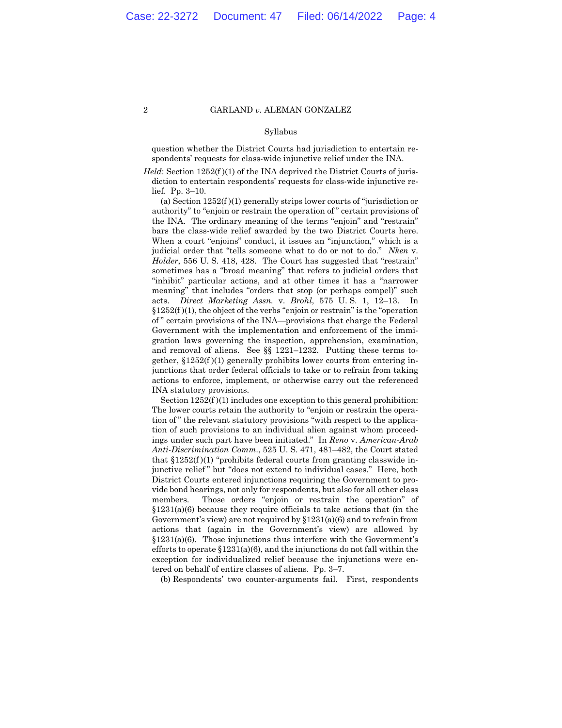question whether the District Courts had jurisdiction to entertain respondents' requests for class-wide injunctive relief under the INA.

*Held*: Section 1252(f)(1) of the INA deprived the District Courts of jurisdiction to entertain respondents' requests for class-wide injunctive relief. Pp. 3–10.

(a) Section 1252(f)(1) generally strips lower courts of "jurisdiction or authority" to "enjoin or restrain the operation of" certain provisions of the INA. The ordinary meaning of the terms "enjoin" and "restrain" bars the class-wide relief awarded by the two District Courts here. When a court "enjoins" conduct, it issues an "injunction," which is a judicial order that "tells someone what to do or not to do." *Nken* v. *Holder*, 556 U. S. 418, 428. The Court has suggested that "restrain" sometimes has a "broad meaning" that refers to judicial orders that "inhibit" particular actions, and at other times it has a "narrower meaning" that includes "orders that stop (or perhaps compel)" such acts. *Direct Marketing Assn.* v. *Brohl*, 575 U. S. 1, 12–13. In §1252(f)(1), the object of the verbs "enjoin or restrain" is the "operation of" certain provisions of the INA—provisions that charge the Federal Government with the implementation and enforcement of the immigration laws governing the inspection, apprehension, examination, and removal of aliens. See §§ 1221–1232. Putting these terms together, §1252(f)(1) generally prohibits lower courts from entering injunctions that order federal officials to take or to refrain from taking actions to enforce, implement, or otherwise carry out the referenced INA statutory provisions.

Section 1252(f)(1) includes one exception to this general prohibition: The lower courts retain the authority to "enjoin or restrain the operation of" the relevant statutory provisions "with respect to the application of such provisions to an individual alien against whom proceedings under such part have been initiated." In *Reno* v. *American-Arab Anti-Discrimination Comm.*, 525 U. S. 471, 481–482, the Court stated that §1252(f)(1) "prohibits federal courts from granting classwide injunctive relief" but "does not extend to individual cases." Here, both District Courts entered injunctions requiring the Government to provide bond hearings, not only for respondents, but also for all other class members. Those orders "enjoin or restrain the operation" of §1231(a)(6) because they require officials to take actions that (in the Government's view) are not required by §1231(a)(6) and to refrain from actions that (again in the Government's view) are allowed by §1231(a)(6). Those injunctions thus interfere with the Government's efforts to operate §1231(a)(6), and the injunctions do not fall within the exception for individualized relief because the injunctions were entered on behalf of entire classes of aliens. Pp. 3–7.

(b) Respondents' two counter-arguments fail. First, respondents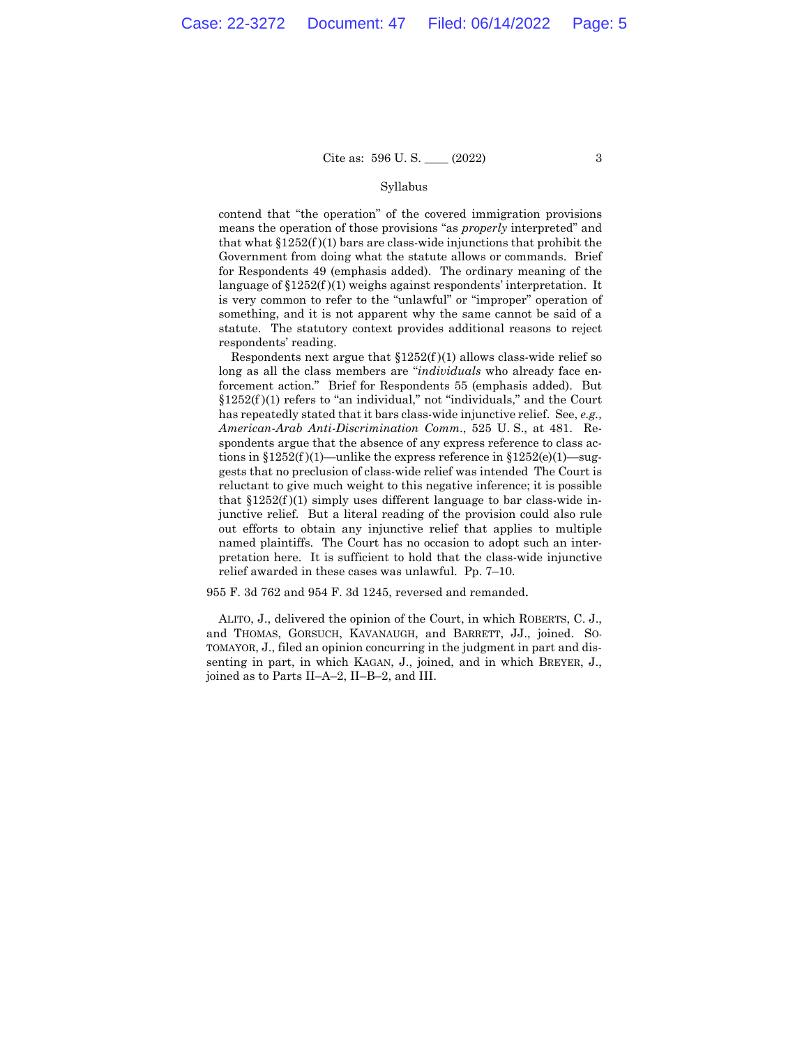contend that "the operation" of the covered immigration provisions means the operation of those provisions "as *properly* interpreted" and that what §1252(f)(1) bars are class-wide injunctions that prohibit the Government from doing what the statute allows or commands. Brief for Respondents 49 (emphasis added). The ordinary meaning of the language of §1252(f)(1) weighs against respondents' interpretation. It is very common to refer to the "unlawful" or "improper" operation of something, and it is not apparent why the same cannot be said of a statute. The statutory context provides additional reasons to reject respondents' reading.

Respondents next argue that §1252(f)(1) allows class-wide relief so long as all the class members are "*individuals* who already face enforcement action." Brief for Respondents 55 (emphasis added). But §1252(f)(1) refers to "an individual," not "individuals," and the Court has repeatedly stated that it bars class-wide injunctive relief. See, *e.g., American-Arab Anti-Discrimination Comm.*, 525 U. S., at 481. Respondents argue that the absence of any express reference to class actions in §1252(f)(1)—unlike the express reference in §1252(e)(1)—suggests that no preclusion of class-wide relief was intended The Court is reluctant to give much weight to this negative inference; it is possible that §1252(f)(1) simply uses different language to bar class-wide injunctive relief. But a literal reading of the provision could also rule out efforts to obtain any injunctive relief that applies to multiple named plaintiffs. The Court has no occasion to adopt such an interpretation here. It is sufficient to hold that the class-wide injunctive relief awarded in these cases was unlawful. Pp. 7–10.

955 F. 3d 762 and 954 F. 3d 1245, reversed and remanded.

ALITO, J., delivered the opinion of the Court, in which ROBERTS, C. J., and THOMAS, GORSUCH, KAVANAUGH, and BARRETT, JJ., joined. SOTOMAYOR, J., filed an opinion concurring in the judgment in part and dissenting in part, in which KAGAN, J., joined, and in which BREYER, J., joined as to Parts II–A–2, II–B–2, and III.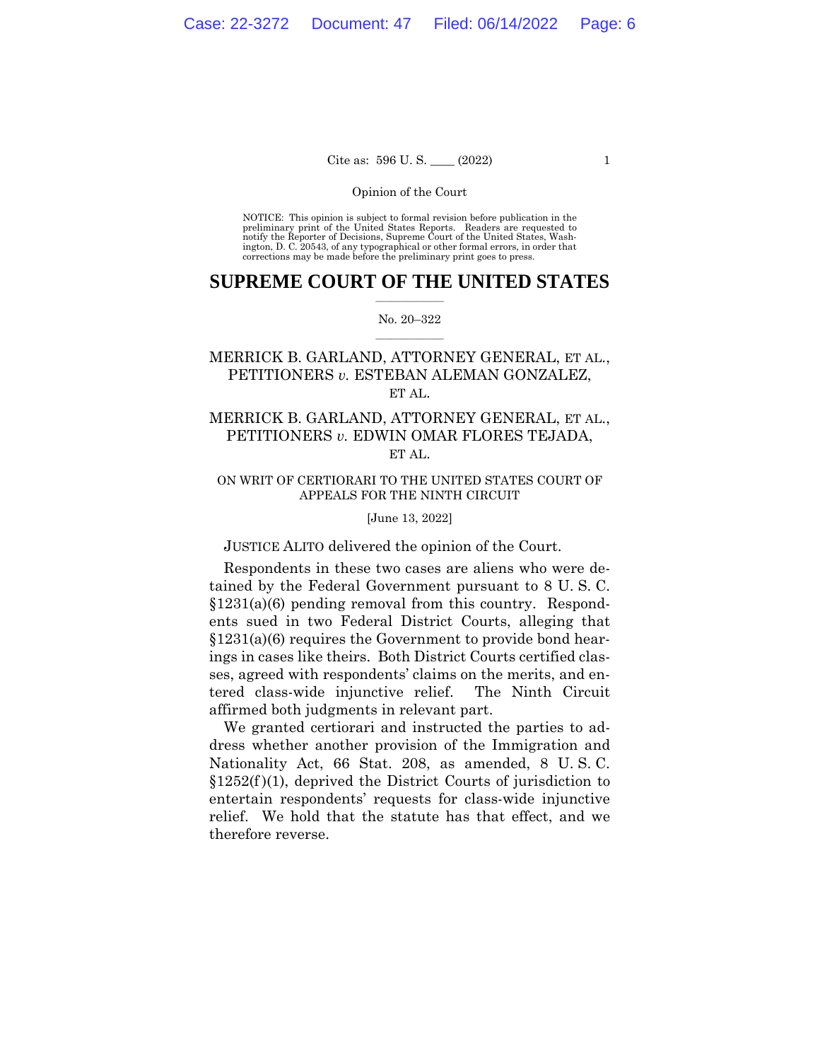Opinion of the Court

NOTICE: This opinion is subject to formal revision before publication in the preliminary print of the United States Reports. Readers are requested to notify the Reporter of Decisions, Supreme Court of the United States, Washington, D. C. 20543, of any typographical or other formal errors, in order that corrections may be made before the preliminary print goes to press.

# SUPREME COURT OF THE UNITED STATES

No. 20–322

MERRICK B. GARLAND, ATTORNEY GENERAL, ET AL., PETITIONERS *v.* ESTEBAN ALEMAN GONZALEZ, ET AL.

MERRICK B. GARLAND, ATTORNEY GENERAL, ET AL., PETITIONERS *v.* EDWIN OMAR FLORES TEJADA, ET AL.

ON WRIT OF CERTIORARI TO THE UNITED STATES COURT OF APPEALS FOR THE NINTH CIRCUIT

[June 13, 2022]

JUSTICE ALITO delivered the opinion of the Court.

Respondents in these two cases are aliens who were detained by the Federal Government pursuant to 8 U. S. C. §1231(a)(6) pending removal from this country. Respondents sued in two Federal District Courts, alleging that §1231(a)(6) requires the Government to provide bond hearings in cases like theirs. Both District Courts certified classes, agreed with respondents' claims on the merits, and entered class-wide injunctive relief. The Ninth Circuit affirmed both judgments in relevant part.

We granted certiorari and instructed the parties to address whether another provision of the Immigration and Nationality Act, 66 Stat. 208, as amended, 8 U. S. C. §1252(f)(1), deprived the District Courts of jurisdiction to entertain respondents' requests for class-wide injunctive relief. We hold that the statute has that effect, and we therefore reverse.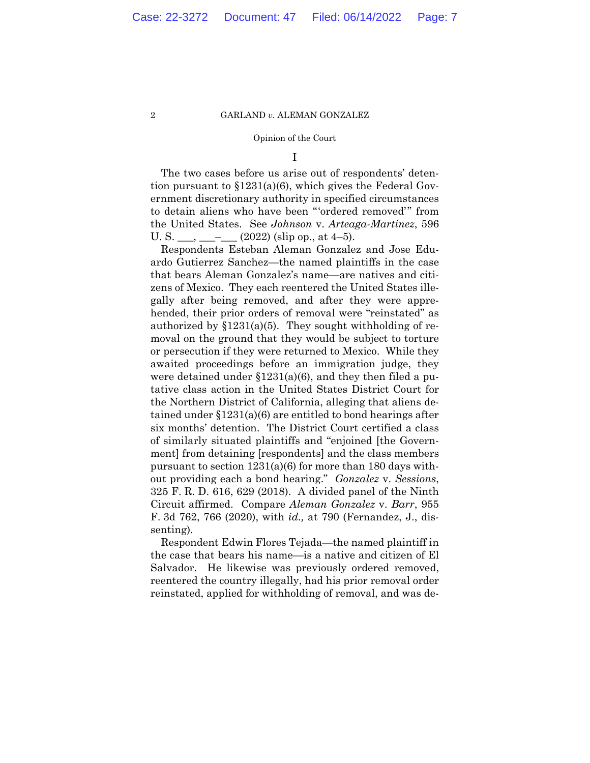I

The two cases before us arise out of respondents' detention pursuant to §1231(a)(6), which gives the Federal Government discretionary authority in specified circumstances to detain aliens who have been "'ordered removed'" from the United States. See *Johnson* v. *Arteaga-Martinez*, 596 U. S. ___, ___–___ (2022) (slip op., at 4–5).

Respondents Esteban Aleman Gonzalez and Jose Eduardo Gutierrez Sanchez—the named plaintiffs in the case that bears Aleman Gonzalez's name—are natives and citizens of Mexico. They each reentered the United States illegally after being removed, and after they were apprehended, their prior orders of removal were "reinstated" as authorized by §1231(a)(5). They sought withholding of removal on the ground that they would be subject to torture or persecution if they were returned to Mexico. While they awaited proceedings before an immigration judge, they were detained under §1231(a)(6), and they then filed a putative class action in the United States District Court for the Northern District of California, alleging that aliens detained under §1231(a)(6) are entitled to bond hearings after six months' detention. The District Court certified a class of similarly situated plaintiffs and "enjoined [the Government] from detaining [respondents] and the class members pursuant to section 1231(a)(6) for more than 180 days without providing each a bond hearing." *Gonzalez* v. *Sessions*, 325 F. R. D. 616, 629 (2018). A divided panel of the Ninth Circuit affirmed. Compare *Aleman Gonzalez* v. *Barr*, 955 F. 3d 762, 766 (2020), with *id.,* at 790 (Fernandez, J., dissenting).

Respondent Edwin Flores Tejada—the named plaintiff in the case that bears his name—is a native and citizen of El Salvador. He likewise was previously ordered removed, reentered the country illegally, had his prior removal order reinstated, applied for withholding of removal, and was de-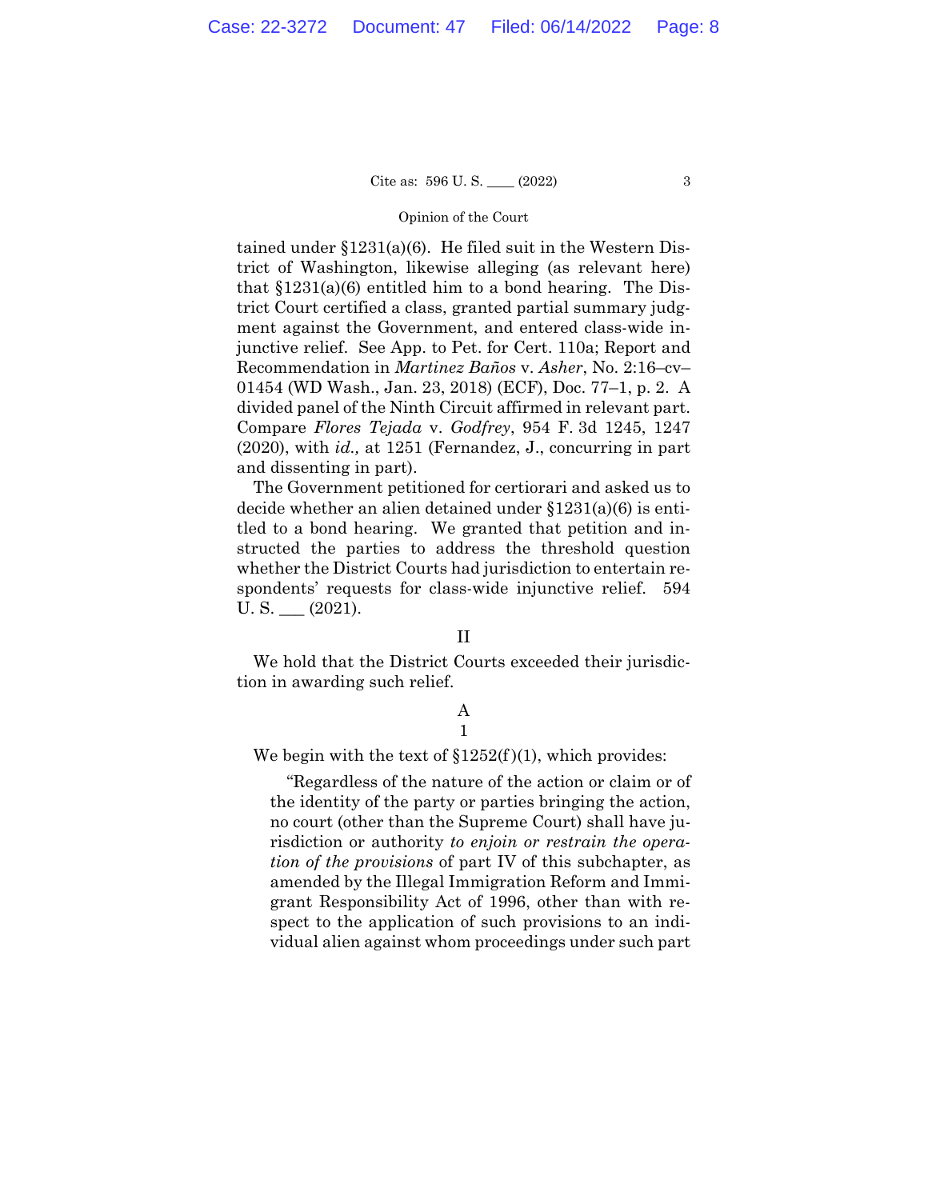tained under §1231(a)(6). He filed suit in the Western District of Washington, likewise alleging (as relevant here) that §1231(a)(6) entitled him to a bond hearing. The District Court certified a class, granted partial summary judgment against the Government, and entered class-wide injunctive relief. See App. to Pet. for Cert. 110a; Report and Recommendation in *Martinez Baños* v. *Asher*, No. 2:16–cv–01454 (WD Wash., Jan. 23, 2018) (ECF), Doc. 77–1, p. 2. A divided panel of the Ninth Circuit affirmed in relevant part. Compare *Flores Tejada* v. *Godfrey*, 954 F. 3d 1245, 1247 (2020), with *id.,* at 1251 (Fernandez, J., concurring in part and dissenting in part).

The Government petitioned for certiorari and asked us to decide whether an alien detained under §1231(a)(6) is entitled to a bond hearing. We granted that petition and instructed the parties to address the threshold question whether the District Courts had jurisdiction to entertain respondents' requests for class-wide injunctive relief. 594 U. S. ___ (2021).

## II

We hold that the District Courts exceeded their jurisdiction in awarding such relief.

### A

#### 1

We begin with the text of §1252(f)(1), which provides:

> "Regardless of the nature of the action or claim or of the identity of the party or parties bringing the action, no court (other than the Supreme Court) shall have jurisdiction or authority *to enjoin or restrain the operation of the provisions* of part IV of this subchapter, as amended by the Illegal Immigration Reform and Immigrant Responsibility Act of 1996, other than with respect to the application of such provisions to an individual alien against whom proceedings under such part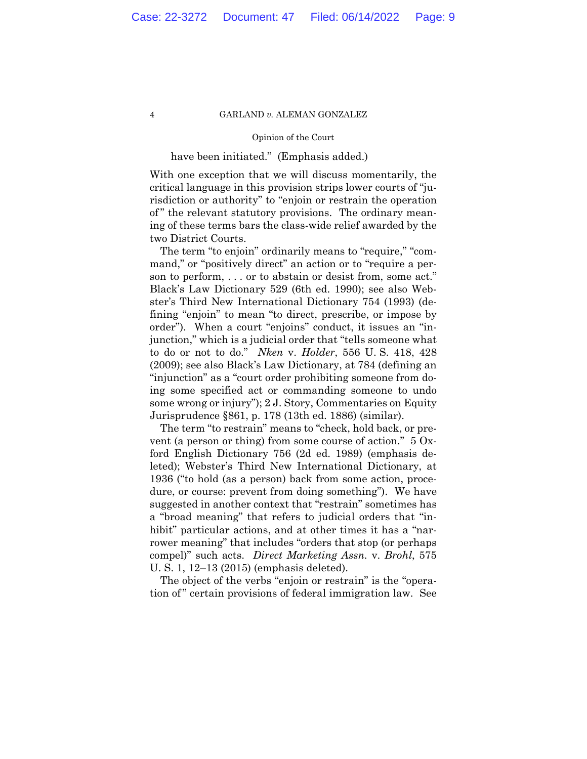have been initiated." (Emphasis added.)

With one exception that we will discuss momentarily, the critical language in this provision strips lower courts of "jurisdiction or authority" to "enjoin or restrain the operation of" the relevant statutory provisions. The ordinary meaning of these terms bars the class-wide relief awarded by the two District Courts.

The term "to enjoin" ordinarily means to "require," "command," or "positively direct" an action or to "require a person to perform, . . . or to abstain or desist from, some act." Black's Law Dictionary 529 (6th ed. 1990); see also Webster's Third New International Dictionary 754 (1993) (defining "enjoin" to mean "to direct, prescribe, or impose by order"). When a court "enjoins" conduct, it issues an "injunction," which is a judicial order that "tells someone what to do or not to do." *Nken* v. *Holder*, 556 U. S. 418, 428 (2009); see also Black's Law Dictionary, at 784 (defining an "injunction" as a "court order prohibiting someone from doing some specified act or commanding someone to undo some wrong or injury"); 2 J. Story, Commentaries on Equity Jurisprudence §861, p. 178 (13th ed. 1886) (similar).

The term "to restrain" means to "check, hold back, or prevent (a person or thing) from some course of action." 5 Oxford English Dictionary 756 (2d ed. 1989) (emphasis deleted); Webster's Third New International Dictionary, at 1936 ("to hold (as a person) back from some action, procedure, or course: prevent from doing something"). We have suggested in another context that "restrain" sometimes has a "broad meaning" that refers to judicial orders that "inhibit" particular actions, and at other times it has a "narrower meaning" that includes "orders that stop (or perhaps compel)" such acts. *Direct Marketing Assn.* v. *Brohl*, 575 U. S. 1, 12–13 (2015) (emphasis deleted).

The object of the verbs "enjoin or restrain" is the "operation of" certain provisions of federal immigration law. See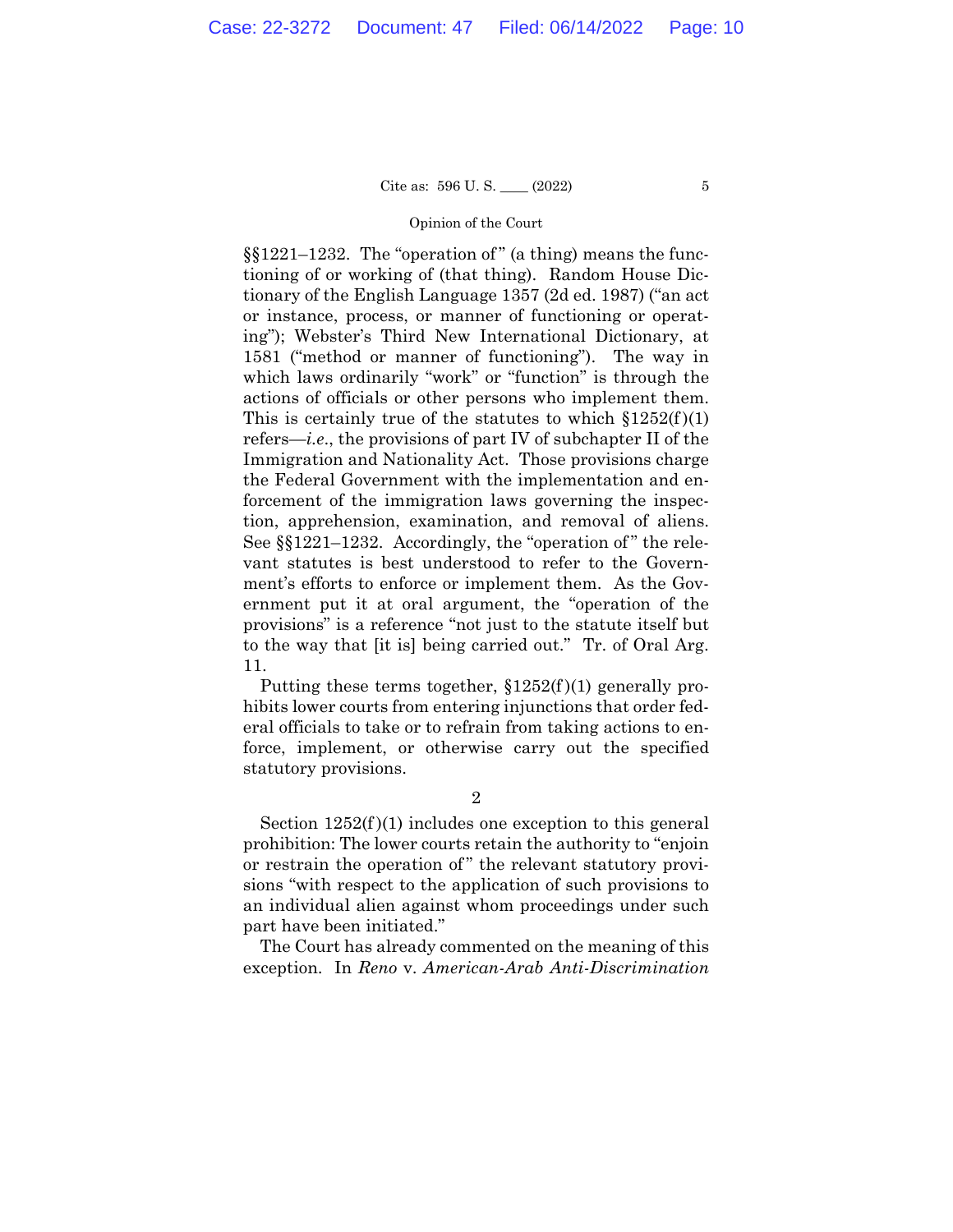§§1221–1232. The "operation of" (a thing) means the functioning of or working of (that thing). Random House Dictionary of the English Language 1357 (2d ed. 1987) ("an act or instance, process, or manner of functioning or operating"); Webster's Third New International Dictionary, at 1581 ("method or manner of functioning"). The way in which laws ordinarily "work" or "function" is through the actions of officials or other persons who implement them. This is certainly true of the statutes to which §1252(f)(1) refers—*i.e.*, the provisions of part IV of subchapter II of the Immigration and Nationality Act. Those provisions charge the Federal Government with the implementation and enforcement of the immigration laws governing the inspection, apprehension, examination, and removal of aliens. See §§1221–1232. Accordingly, the "operation of" the relevant statutes is best understood to refer to the Government's efforts to enforce or implement them. As the Government put it at oral argument, the "operation of the provisions" is a reference "not just to the statute itself but to the way that [it is] being carried out." Tr. of Oral Arg. 11.

Putting these terms together, §1252(f)(1) generally prohibits lower courts from entering injunctions that order federal officials to take or to refrain from taking actions to enforce, implement, or otherwise carry out the specified statutory provisions.

2

Section 1252(f)(1) includes one exception to this general prohibition: The lower courts retain the authority to "enjoin or restrain the operation of" the relevant statutory provisions "with respect to the application of such provisions to an individual alien against whom proceedings under such part have been initiated."

The Court has already commented on the meaning of this exception. In *Reno* v. *American-Arab Anti-Discrimination*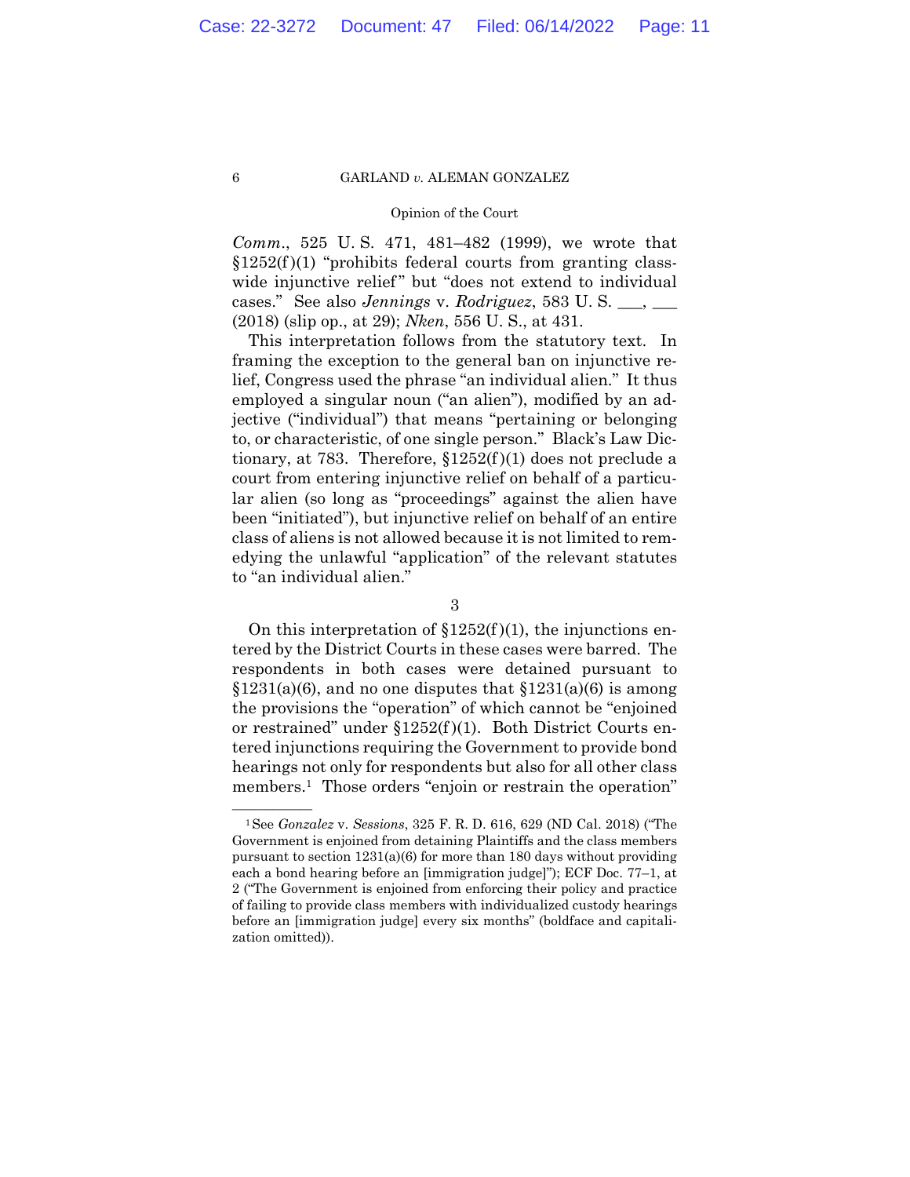*Comm.*, 525 U. S. 471, 481–482 (1999), we wrote that §1252(f)(1) "prohibits federal courts from granting classwide injunctive relief" but "does not extend to individual cases." See also *Jennings* v. *Rodriguez*, 583 U. S. ___, ___ (2018) (slip op., at 29); *Nken*, 556 U. S., at 431.

This interpretation follows from the statutory text. In framing the exception to the general ban on injunctive relief, Congress used the phrase "an individual alien." It thus employed a singular noun ("an alien"), modified by an adjective ("individual") that means "pertaining or belonging to, or characteristic, of one single person." Black's Law Dictionary, at 783. Therefore, §1252(f)(1) does not preclude a court from entering injunctive relief on behalf of a particular alien (so long as "proceedings" against the alien have been "initiated"), but injunctive relief on behalf of an entire class of aliens is not allowed because it is not limited to remedying the unlawful "application" of the relevant statutes to "an individual alien."

3

On this interpretation of §1252(f)(1), the injunctions entered by the District Courts in these cases were barred. The respondents in both cases were detained pursuant to §1231(a)(6), and no one disputes that §1231(a)(6) is among the provisions the "operation" of which cannot be "enjoined or restrained" under §1252(f)(1). Both District Courts entered injunctions requiring the Government to provide bond hearings not only for respondents but also for all other class members.[1] Those orders "enjoin or restrain the operation"

---

[1] See *Gonzalez* v. *Sessions*, 325 F. R. D. 616, 629 (ND Cal. 2018) ("The Government is enjoined from detaining Plaintiffs and the class members pursuant to section 1231(a)(6) for more than 180 days without providing each a bond hearing before an [immigration judge]"); ECF Doc. 77–1, at 2 ("The Government is enjoined from enforcing their policy and practice of failing to provide class members with individualized custody hearings before an [immigration judge] every six months" (boldface and capitalization omitted)).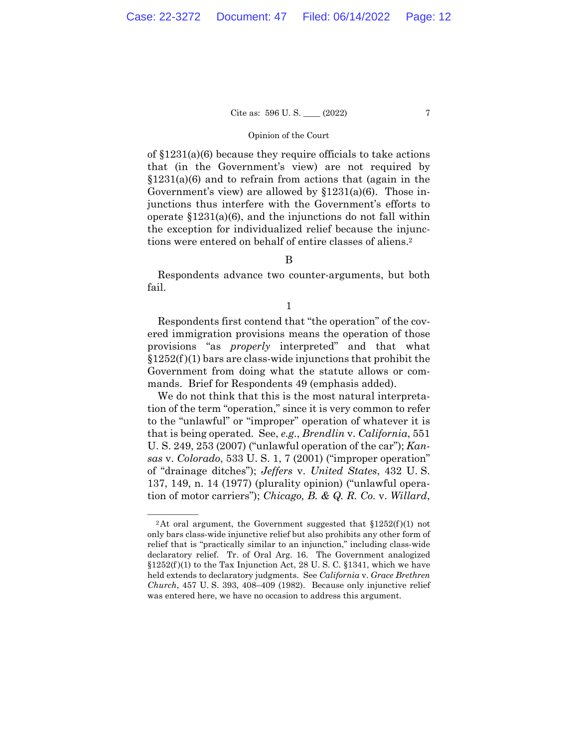of §1231(a)(6) because they require officials to take actions that (in the Government's view) are not required by §1231(a)(6) and to refrain from actions that (again in the Government's view) are allowed by §1231(a)(6). Those injunctions thus interfere with the Government's efforts to operate §1231(a)(6), and the injunctions do not fall within the exception for individualized relief because the injunctions were entered on behalf of entire classes of aliens.[2]

B

Respondents advance two counter-arguments, but both fail.

1

Respondents first contend that "the operation" of the covered immigration provisions means the operation of those provisions "as *properly* interpreted" and that what §1252(f)(1) bars are class-wide injunctions that prohibit the Government from doing what the statute allows or commands. Brief for Respondents 49 (emphasis added).

We do not think that this is the most natural interpretation of the term "operation," since it is very common to refer to the "unlawful" or "improper" operation of whatever it is that is being operated. See, *e.g.*, *Brendlin* v. *California*, 551 U. S. 249, 253 (2007) ("unlawful operation of the car"); *Kansas* v. *Colorado*, 533 U. S. 1, 7 (2001) ("improper operation" of "drainage ditches"); *Jeffers* v. *United States*, 432 U. S. 137, 149, n. 14 (1977) (plurality opinion) ("unlawful operation of motor carriers"); *Chicago, B. & Q. R. Co.* v. *Willard*,

---

[2]At oral argument, the Government suggested that §1252(f)(1) not only bars class-wide injunctive relief but also prohibits any other form of relief that is "practically similar to an injunction," including class-wide declaratory relief. Tr. of Oral Arg. 16. The Government analogized §1252(f)(1) to the Tax Injunction Act, 28 U. S. C. §1341, which we have held extends to declaratory judgments. See *California* v. *Grace Brethren Church*, 457 U. S. 393, 408–409 (1982). Because only injunctive relief was entered here, we have no occasion to address this argument.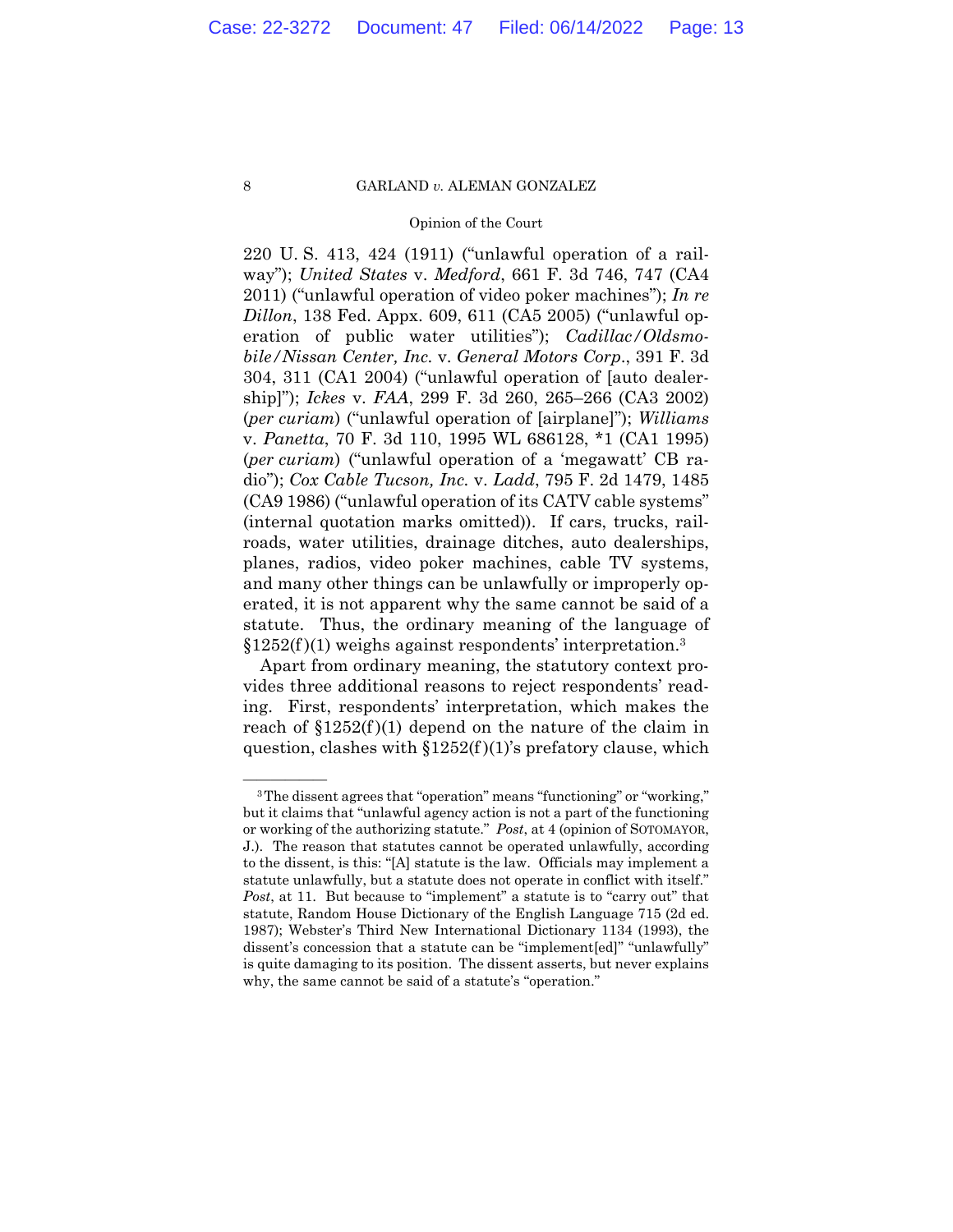220 U. S. 413, 424 (1911) ("unlawful operation of a railway"); *United States* v. *Medford*, 661 F. 3d 746, 747 (CA4 2011) ("unlawful operation of video poker machines"); *In re Dillon*, 138 Fed. Appx. 609, 611 (CA5 2005) ("unlawful operation of public water utilities"); *Cadillac/Oldsmobile/Nissan Center, Inc.* v. *General Motors Corp*., 391 F. 3d 304, 311 (CA1 2004) ("unlawful operation of [auto dealership]"); *Ickes* v. *FAA*, 299 F. 3d 260, 265–266 (CA3 2002) (*per curiam*) ("unlawful operation of [airplane]"); *Williams* v. *Panetta*, 70 F. 3d 110, 1995 WL 686128, *1 (CA1 1995) (*per curiam*) ("unlawful operation of a 'megawatt' CB radio"); *Cox Cable Tucson, Inc.* v. *Ladd*, 795 F. 2d 1479, 1485 (CA9 1986) ("unlawful operation of its CATV cable systems" (internal quotation marks omitted)). If cars, trucks, railroads, water utilities, drainage ditches, auto dealerships, planes, radios, video poker machines, cable TV systems, and many other things can be unlawfully or improperly operated, it is not apparent why the same cannot be said of a statute. Thus, the ordinary meaning of the language of §1252(f)(1) weighs against respondents' interpretation.[3]

Apart from ordinary meaning, the statutory context provides three additional reasons to reject respondents' reading. First, respondents' interpretation, which makes the reach of §1252(f)(1) depend on the nature of the claim in question, clashes with §1252(f)(1)'s prefatory clause, which

---

[3] The dissent agrees that "operation" means "functioning" or "working," but it claims that "unlawful agency action is not a part of the functioning or working of the authorizing statute." *Post*, at 4 (opinion of SOTOMAYOR, J.). The reason that statutes cannot be operated unlawfully, according to the dissent, is this: "[A] statute is the law. Officials may implement a statute unlawfully, but a statute does not operate in conflict with itself." *Post*, at 11. But because to "implement" a statute is to "carry out" that statute, Random House Dictionary of the English Language 715 (2d ed. 1987); Webster's Third New International Dictionary 1134 (1993), the dissent's concession that a statute can be "implement[ed]" "unlawfully" is quite damaging to its position. The dissent asserts, but never explains why, the same cannot be said of a statute's "operation."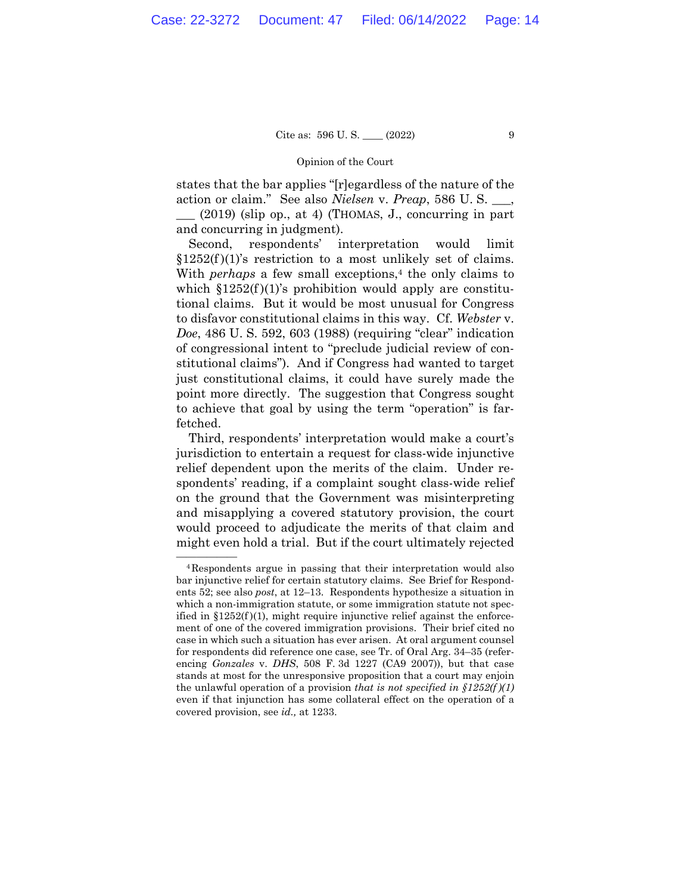states that the bar applies "[r]egardless of the nature of the action or claim." See also *Nielsen* v. *Preap*, 586 U. S. ___, ___ (2019) (slip op., at 4) (THOMAS, J., concurring in part and concurring in judgment).

Second, respondents' interpretation would limit §1252(f)(1)'s restriction to a most unlikely set of claims. With *perhaps* a few small exceptions,[4] the only claims to which §1252(f)(1)'s prohibition would apply are constitutional claims. But it would be most unusual for Congress to disfavor constitutional claims in this way. Cf. *Webster* v. *Doe*, 486 U. S. 592, 603 (1988) (requiring "clear" indication of congressional intent to "preclude judicial review of constitutional claims"). And if Congress had wanted to target just constitutional claims, it could have surely made the point more directly. The suggestion that Congress sought to achieve that goal by using the term "operation" is far-fetched.

Third, respondents' interpretation would make a court's jurisdiction to entertain a request for class-wide injunctive relief dependent upon the merits of the claim. Under respondents' reading, if a complaint sought class-wide relief on the ground that the Government was misinterpreting and misapplying a covered statutory provision, the court would proceed to adjudicate the merits of that claim and might even hold a trial. But if the court ultimately rejected

---

[4] Respondents argue in passing that their interpretation would also bar injunctive relief for certain statutory claims. See Brief for Respondents 52; see also *post*, at 12–13. Respondents hypothesize a situation in which a non-immigration statute, or some immigration statute not specified in §1252(f)(1), might require injunctive relief against the enforcement of one of the covered immigration provisions. Their brief cited no case in which such a situation has ever arisen. At oral argument counsel for respondents did reference one case, see Tr. of Oral Arg. 34–35 (referencing *Gonzales* v. *DHS*, 508 F. 3d 1227 (CA9 2007)), but that case stands at most for the unresponsive proposition that a court may enjoin the unlawful operation of a provision *that is not specified in §1252(f)(1)* even if that injunction has some collateral effect on the operation of a covered provision, see *id.,* at 1233.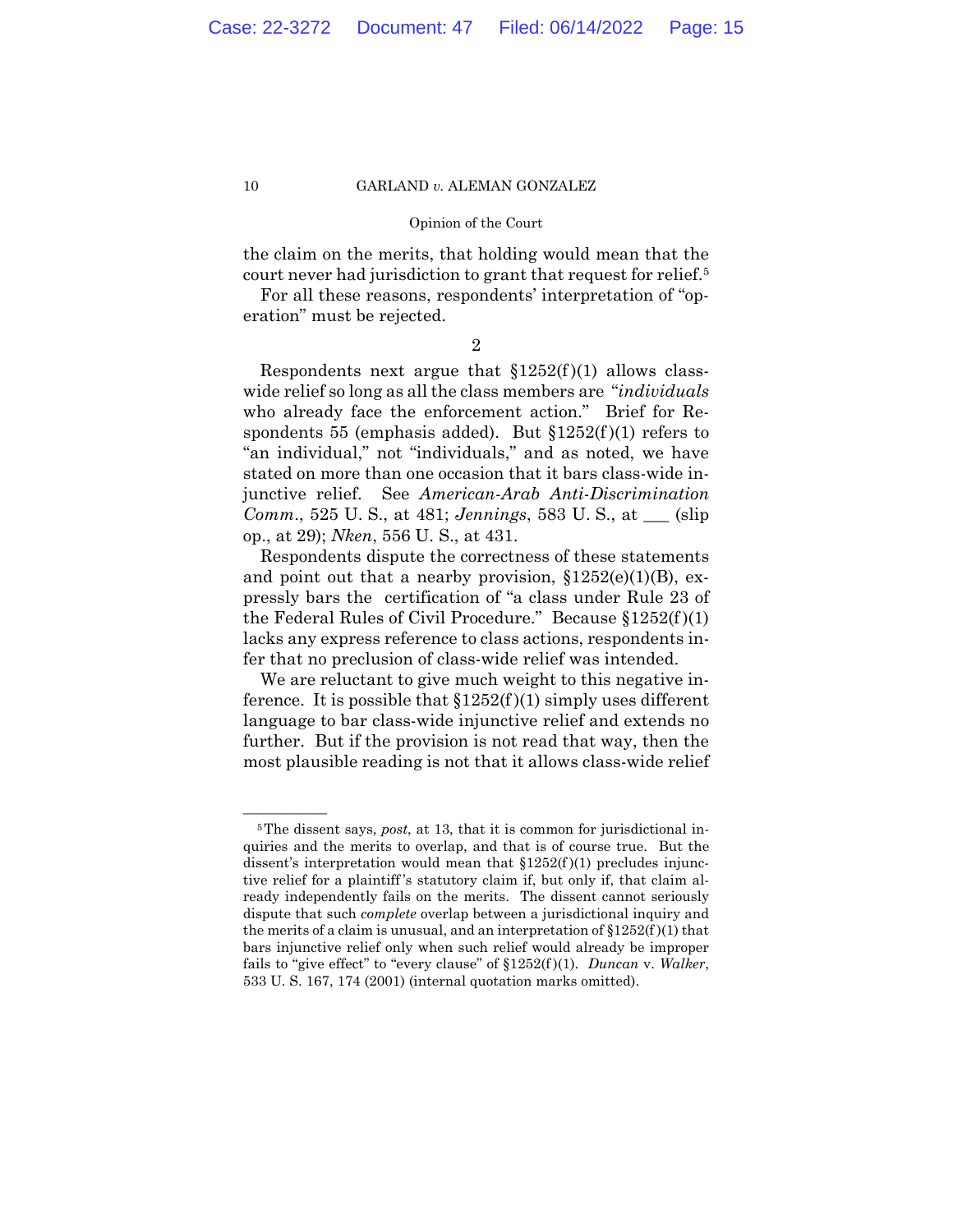the claim on the merits, that holding would mean that the court never had jurisdiction to grant that request for relief.[5]

For all these reasons, respondents' interpretation of "operation" must be rejected.

2

Respondents next argue that §1252(f)(1) allows class-wide relief so long as all the class members are "*individuals* who already face the enforcement action." Brief for Respondents 55 (emphasis added). But §1252(f)(1) refers to "an individual," not "individuals," and as noted, we have stated on more than one occasion that it bars class-wide injunctive relief. See *American-Arab Anti-Discrimination Comm.*, 525 U. S., at 481; *Jennings*, 583 U. S., at ___ (slip op., at 29); *Nken*, 556 U. S., at 431.

Respondents dispute the correctness of these statements and point out that a nearby provision, §1252(e)(1)(B), expressly bars the certification of "a class under Rule 23 of the Federal Rules of Civil Procedure." Because §1252(f)(1) lacks any express reference to class actions, respondents infer that no preclusion of class-wide relief was intended.

We are reluctant to give much weight to this negative inference. It is possible that §1252(f)(1) simply uses different language to bar class-wide injunctive relief and extends no further. But if the provision is not read that way, then the most plausible reading is not that it allows class-wide relief

---

[5] The dissent says, *post*, at 13, that it is common for jurisdictional inquiries and the merits to overlap, and that is of course true. But the dissent's interpretation would mean that §1252(f)(1) precludes injunctive relief for a plaintiff's statutory claim if, but only if, that claim already independently fails on the merits. The dissent cannot seriously dispute that such *complete* overlap between a jurisdictional inquiry and the merits of a claim is unusual, and an interpretation of §1252(f)(1) that bars injunctive relief only when such relief would already be improper fails to "give effect" to "every clause" of §1252(f)(1). *Duncan* v. *Walker*, 533 U. S. 167, 174 (2001) (internal quotation marks omitted).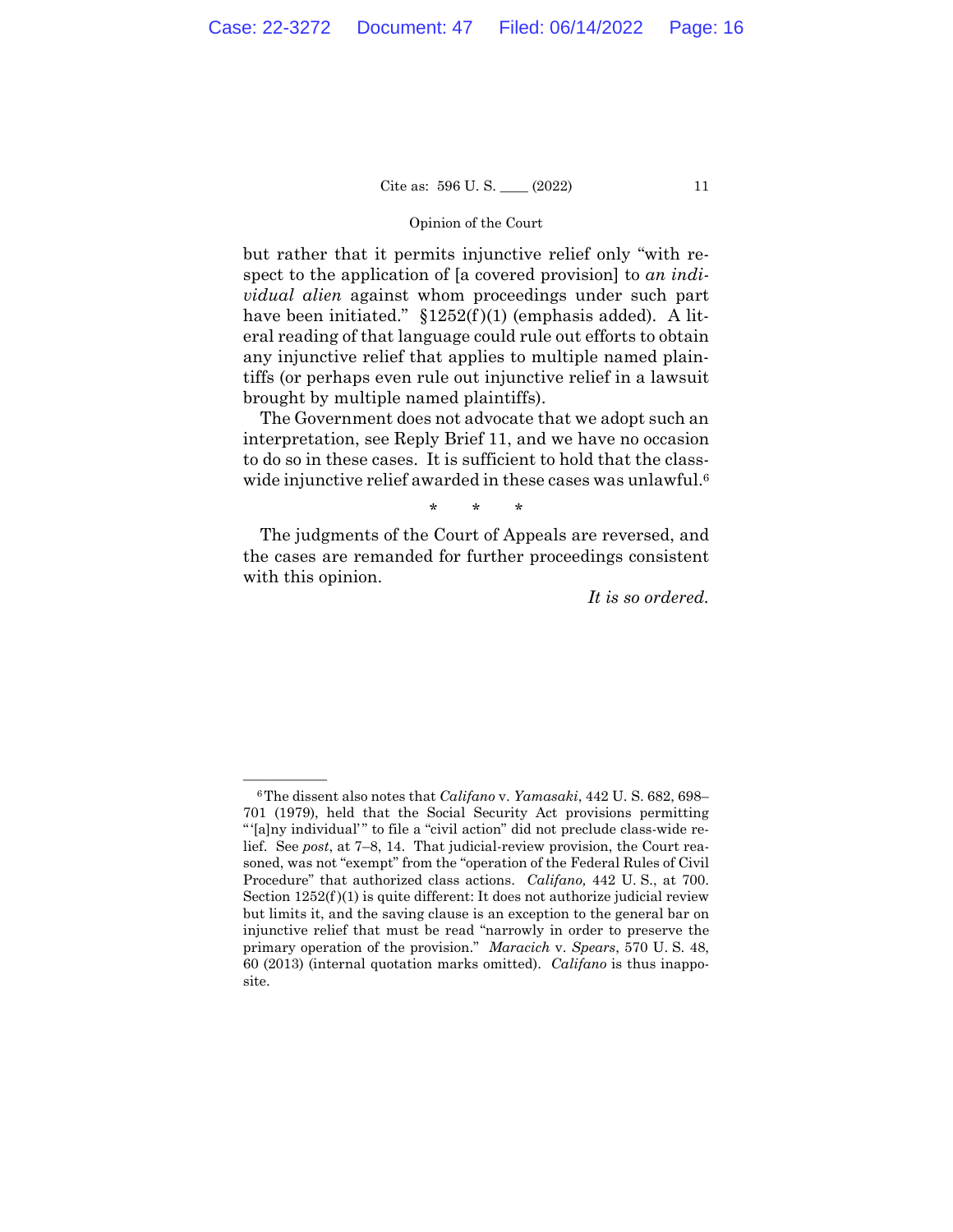but rather that it permits injunctive relief only "with respect to the application of [a covered provision] to *an individual alien* against whom proceedings under such part have been initiated." §1252(f)(1) (emphasis added). A literal reading of that language could rule out efforts to obtain any injunctive relief that applies to multiple named plaintiffs (or perhaps even rule out injunctive relief in a lawsuit brought by multiple named plaintiffs).

The Government does not advocate that we adopt such an interpretation, see Reply Brief 11, and we have no occasion to do so in these cases. It is sufficient to hold that the class-wide injunctive relief awarded in these cases was unlawful.[6]

\* \* \*

The judgments of the Court of Appeals are reversed, and the cases are remanded for further proceedings consistent with this opinion.

*It is so ordered.*

---

[6] The dissent also notes that *Califano* v. *Yamasaki*, 442 U. S. 682, 698–701 (1979), held that the Social Security Act provisions permitting "'[a]ny individual'" to file a "civil action" did not preclude class-wide relief. See *post*, at 7–8, 14. That judicial-review provision, the Court reasoned, was not "exempt" from the "operation of the Federal Rules of Civil Procedure" that authorized class actions. *Califano,* 442 U. S., at 700. Section 1252(f)(1) is quite different: It does not authorize judicial review but limits it, and the saving clause is an exception to the general bar on injunctive relief that must be read "narrowly in order to preserve the primary operation of the provision." *Maracich* v. *Spears*, 570 U. S. 48, 60 (2013) (internal quotation marks omitted). *Califano* is thus inapposite.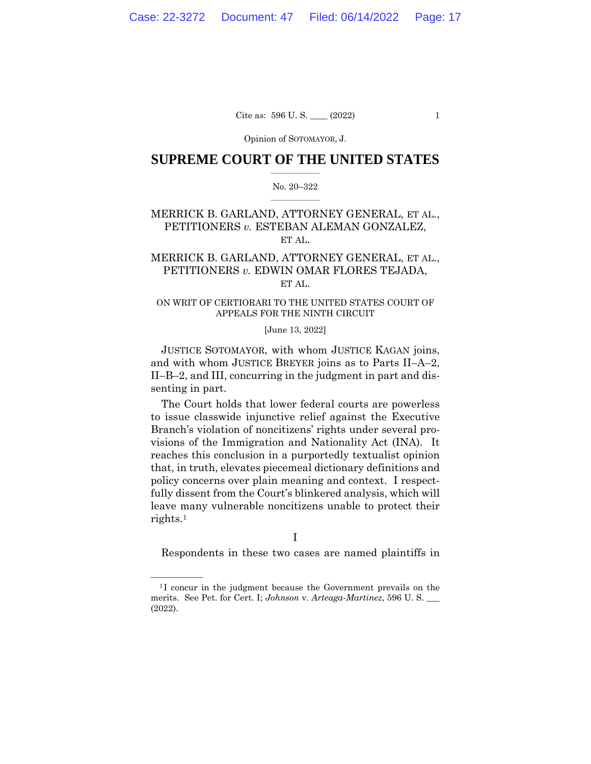Opinion of SOTOMAYOR, J.

# SUPREME COURT OF THE UNITED STATES

No. 20–322

MERRICK B. GARLAND, ATTORNEY GENERAL, ET AL., PETITIONERS *v.* ESTEBAN ALEMAN GONZALEZ, ET AL.

MERRICK B. GARLAND, ATTORNEY GENERAL, ET AL., PETITIONERS *v.* EDWIN OMAR FLORES TEJADA, ET AL.

ON WRIT OF CERTIORARI TO THE UNITED STATES COURT OF APPEALS FOR THE NINTH CIRCUIT

[June 13, 2022]

JUSTICE SOTOMAYOR, with whom JUSTICE KAGAN joins, and with whom JUSTICE BREYER joins as to Parts II–A–2, II–B–2, and III, concurring in the judgment in part and dissenting in part.

The Court holds that lower federal courts are powerless to issue classwide injunctive relief against the Executive Branch's violation of noncitizens' rights under several provisions of the Immigration and Nationality Act (INA). It reaches this conclusion in a purportedly textualist opinion that, in truth, elevates piecemeal dictionary definitions and policy concerns over plain meaning and context. I respectfully dissent from the Court's blinkered analysis, which will leave many vulnerable noncitizens unable to protect their rights.[1]

I

Respondents in these two cases are named plaintiffs in

[1] I concur in the judgment because the Government prevails on the merits. See Pet. for Cert. I; *Johnson* v. *Arteaga-Martinez*, 596 U. S. ___ (2022).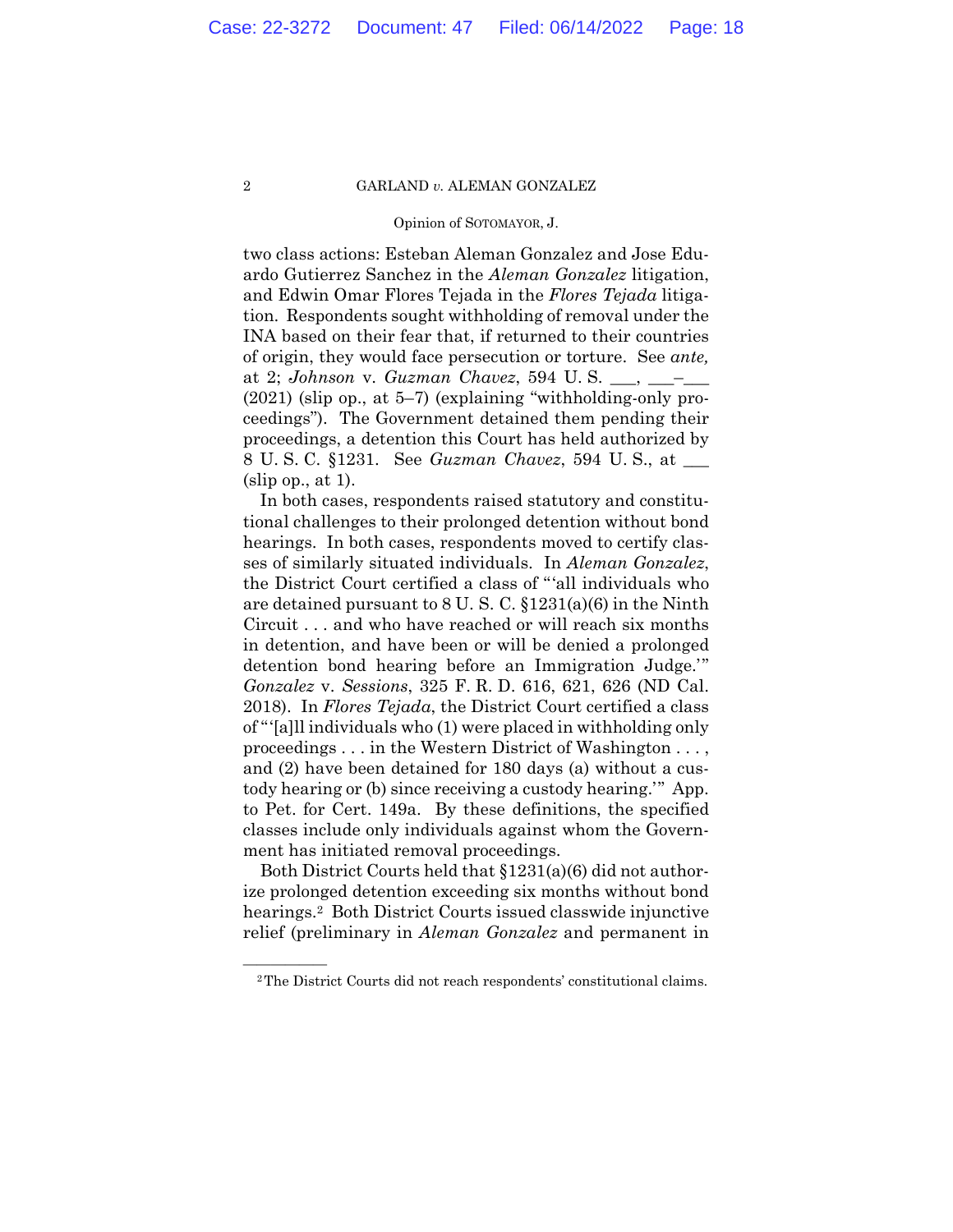two class actions: Esteban Aleman Gonzalez and Jose Eduardo Gutierrez Sanchez in the *Aleman Gonzalez* litigation, and Edwin Omar Flores Tejada in the *Flores Tejada* litigation. Respondents sought withholding of removal under the INA based on their fear that, if returned to their countries of origin, they would face persecution or torture. See *ante,* at 2; *Johnson* v. *Guzman Chavez*, 594 U. S. ___, ___–___ (2021) (slip op., at 5–7) (explaining "withholding-only proceedings"). The Government detained them pending their proceedings, a detention this Court has held authorized by 8 U. S. C. §1231. See *Guzman Chavez*, 594 U. S., at ___ (slip op., at 1).

In both cases, respondents raised statutory and constitutional challenges to their prolonged detention without bond hearings. In both cases, respondents moved to certify classes of similarly situated individuals. In *Aleman Gonzalez*, the District Court certified a class of "'all individuals who are detained pursuant to 8 U. S. C. §1231(a)(6) in the Ninth Circuit . . . and who have reached or will reach six months in detention, and have been or will be denied a prolonged detention bond hearing before an Immigration Judge.'" *Gonzalez* v. *Sessions*, 325 F. R. D. 616, 621, 626 (ND Cal. 2018). In *Flores Tejada*, the District Court certified a class of "'[a]ll individuals who (1) were placed in withholding only proceedings . . . in the Western District of Washington . . . , and (2) have been detained for 180 days (a) without a custody hearing or (b) since receiving a custody hearing.'" App. to Pet. for Cert. 149a. By these definitions, the specified classes include only individuals against whom the Government has initiated removal proceedings.

Both District Courts held that §1231(a)(6) did not authorize prolonged detention exceeding six months without bond hearings.[2] Both District Courts issued classwide injunctive relief (preliminary in *Aleman Gonzalez* and permanent in

[2] The District Courts did not reach respondents' constitutional claims.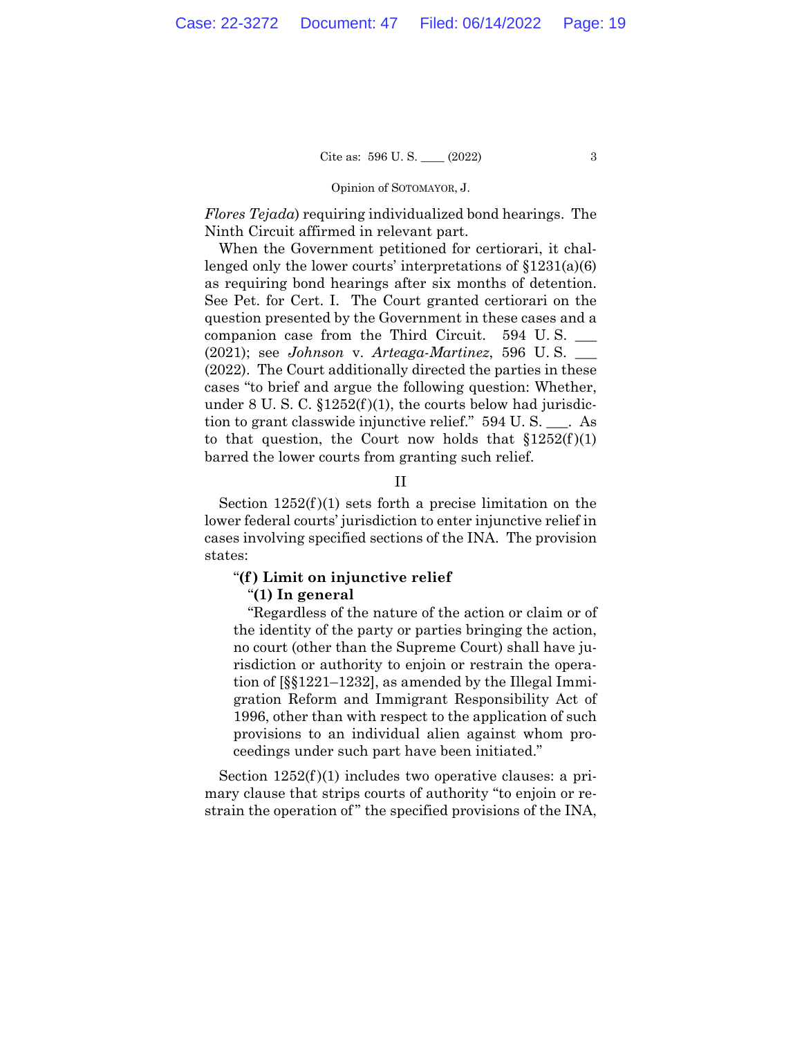*Flores Tejada*) requiring individualized bond hearings. The Ninth Circuit affirmed in relevant part.

When the Government petitioned for certiorari, it challenged only the lower courts' interpretations of §1231(a)(6) as requiring bond hearings after six months of detention. See Pet. for Cert. I. The Court granted certiorari on the question presented by the Government in these cases and a companion case from the Third Circuit. 594 U. S. ___ (2021); see *Johnson* v. *Arteaga-Martinez*, 596 U. S. ___ (2022). The Court additionally directed the parties in these cases "to brief and argue the following question: Whether, under 8 U. S. C. §1252(f)(1), the courts below had jurisdiction to grant classwide injunctive relief." 594 U. S. ___. As to that question, the Court now holds that §1252(f)(1) barred the lower courts from granting such relief.

## II

Section 1252(f)(1) sets forth a precise limitation on the lower federal courts' jurisdiction to enter injunctive relief in cases involving specified sections of the INA. The provision states:

> "**(f) Limit on injunctive relief**
>
> "**(1) In general**
>
> "Regardless of the nature of the action or claim or of the identity of the party or parties bringing the action, no court (other than the Supreme Court) shall have jurisdiction or authority to enjoin or restrain the operation of [§§1221–1232], as amended by the Illegal Immigration Reform and Immigrant Responsibility Act of 1996, other than with respect to the application of such provisions to an individual alien against whom proceedings under such part have been initiated."

Section 1252(f)(1) includes two operative clauses: a primary clause that strips courts of authority "to enjoin or restrain the operation of" the specified provisions of the INA,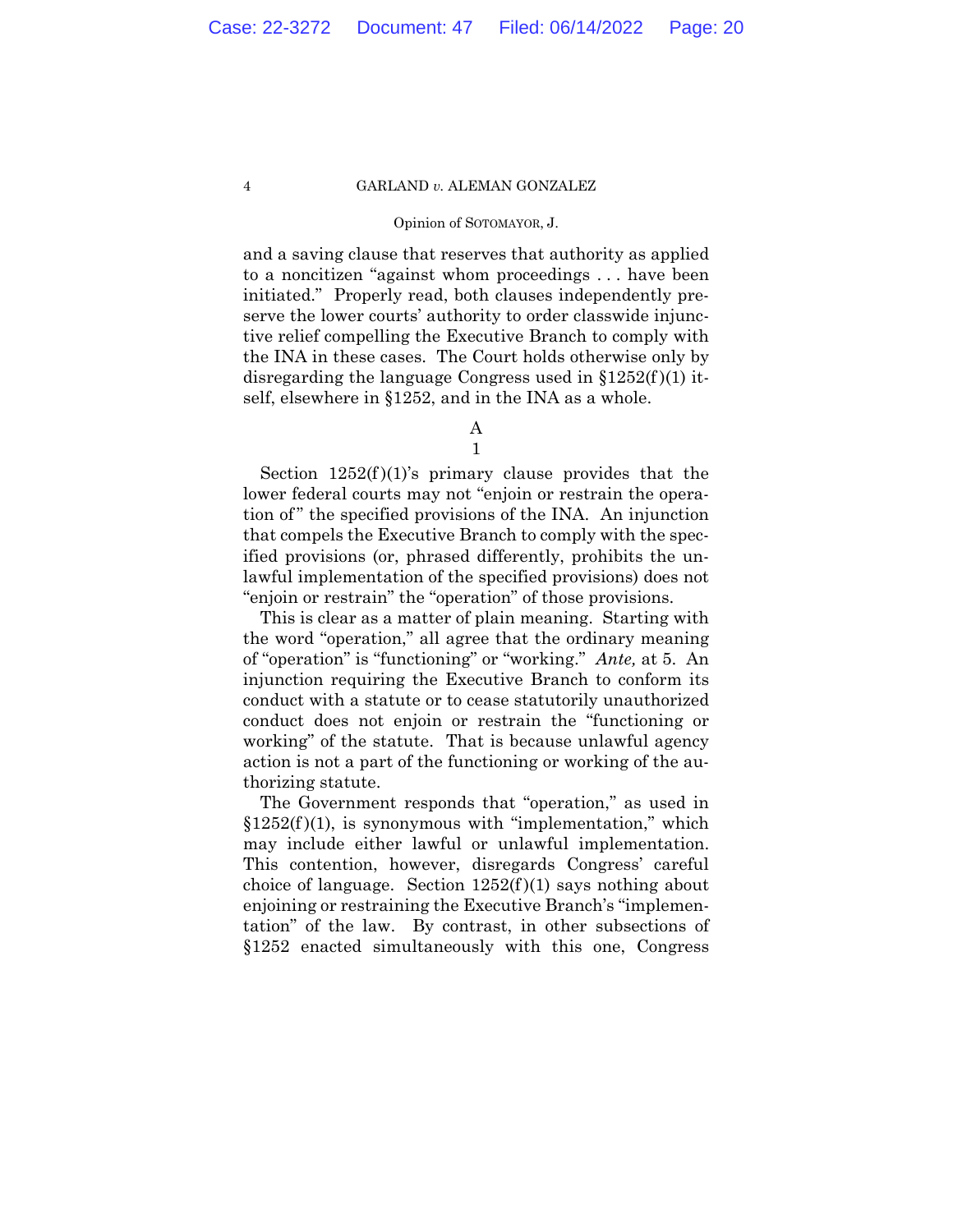and a saving clause that reserves that authority as applied to a noncitizen "against whom proceedings . . . have been initiated." Properly read, both clauses independently preserve the lower courts' authority to order classwide injunctive relief compelling the Executive Branch to comply with the INA in these cases. The Court holds otherwise only by disregarding the language Congress used in §1252(f)(1) itself, elsewhere in §1252, and in the INA as a whole.

A

1

Section 1252(f)(1)'s primary clause provides that the lower federal courts may not "enjoin or restrain the operation of" the specified provisions of the INA. An injunction that compels the Executive Branch to comply with the specified provisions (or, phrased differently, prohibits the unlawful implementation of the specified provisions) does not "enjoin or restrain" the "operation" of those provisions.

This is clear as a matter of plain meaning. Starting with the word "operation," all agree that the ordinary meaning of "operation" is "functioning" or "working." *Ante,* at 5. An injunction requiring the Executive Branch to conform its conduct with a statute or to cease statutorily unauthorized conduct does not enjoin or restrain the "functioning or working" of the statute. That is because unlawful agency action is not a part of the functioning or working of the authorizing statute.

The Government responds that "operation," as used in §1252(f)(1), is synonymous with "implementation," which may include either lawful or unlawful implementation. This contention, however, disregards Congress' careful choice of language. Section 1252(f)(1) says nothing about enjoining or restraining the Executive Branch's "implementation" of the law. By contrast, in other subsections of §1252 enacted simultaneously with this one, Congress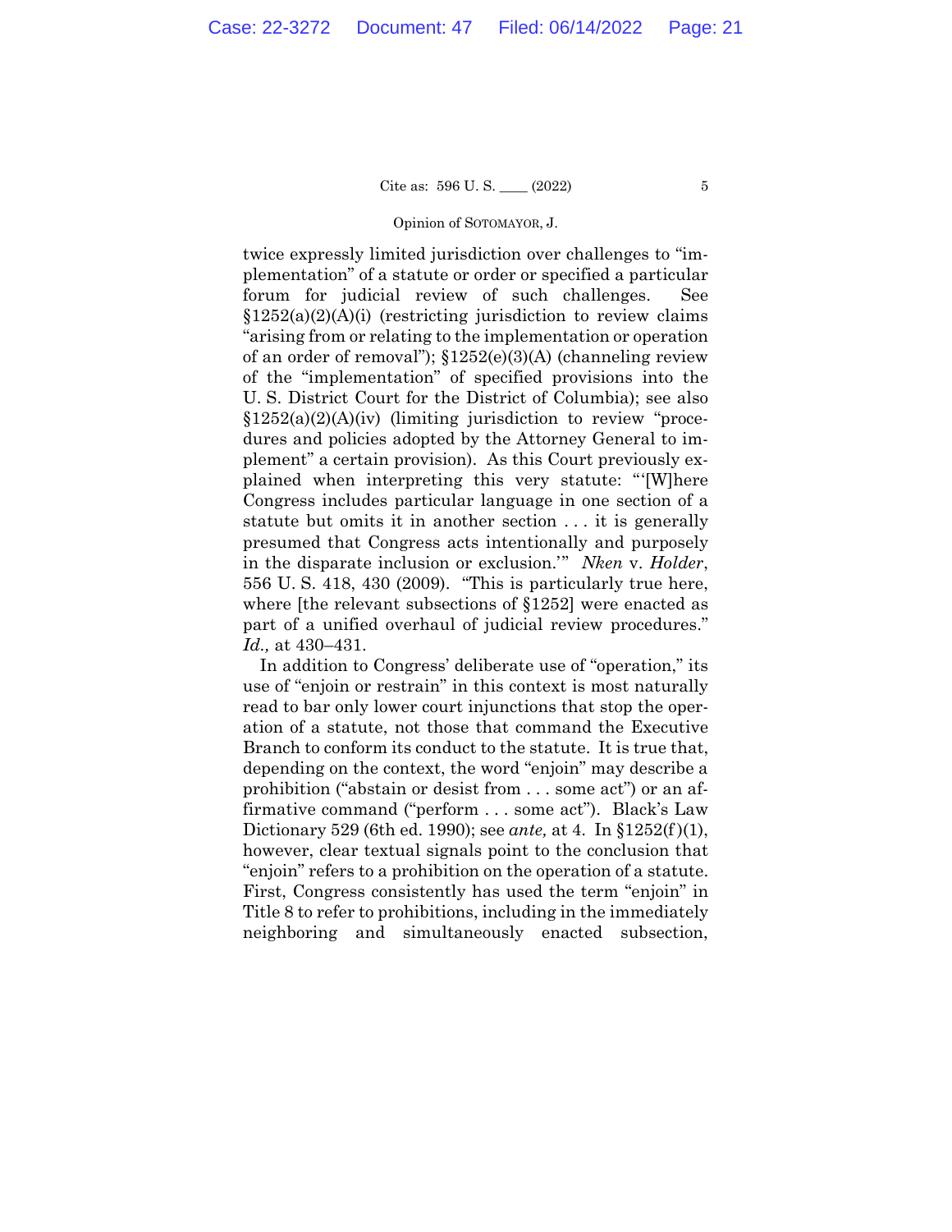twice expressly limited jurisdiction over challenges to "implementation" of a statute or order or specified a particular forum for judicial review of such challenges. See §1252(a)(2)(A)(i) (restricting jurisdiction to review claims "arising from or relating to the implementation or operation of an order of removal"); §1252(e)(3)(A) (channeling review of the "implementation" of specified provisions into the U. S. District Court for the District of Columbia); see also §1252(a)(2)(A)(iv) (limiting jurisdiction to review "procedures and policies adopted by the Attorney General to implement" a certain provision). As this Court previously explained when interpreting this very statute: "'[W]here Congress includes particular language in one section of a statute but omits it in another section . . . it is generally presumed that Congress acts intentionally and purposely in the disparate inclusion or exclusion.'" *Nken* v. *Holder*, 556 U. S. 418, 430 (2009). "This is particularly true here, where [the relevant subsections of §1252] were enacted as part of a unified overhaul of judicial review procedures." *Id.,* at 430–431.

In addition to Congress' deliberate use of "operation," its use of "enjoin or restrain" in this context is most naturally read to bar only lower court injunctions that stop the operation of a statute, not those that command the Executive Branch to conform its conduct to the statute. It is true that, depending on the context, the word "enjoin" may describe a prohibition ("abstain or desist from . . . some act") or an affirmative command ("perform . . . some act"). Black's Law Dictionary 529 (6th ed. 1990); see *ante,* at 4. In §1252(f)(1), however, clear textual signals point to the conclusion that "enjoin" refers to a prohibition on the operation of a statute. First, Congress consistently has used the term "enjoin" in Title 8 to refer to prohibitions, including in the immediately neighboring and simultaneously enacted subsection,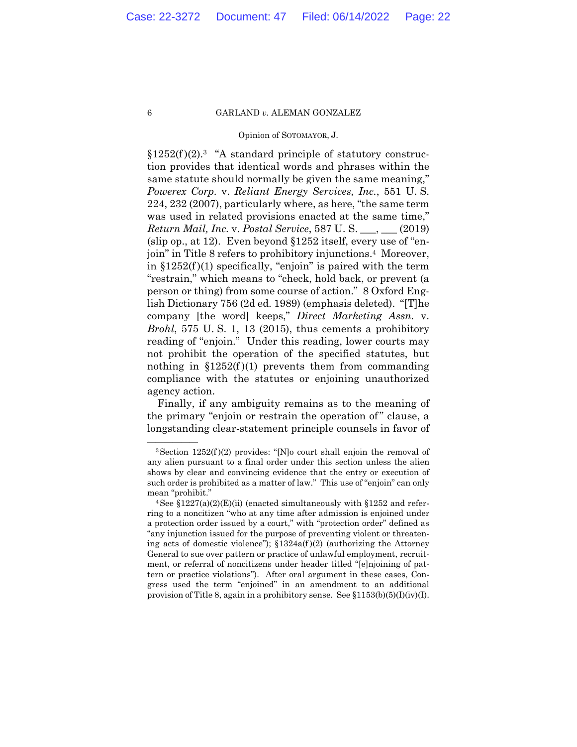§1252(f)(2).[3] "A standard principle of statutory construction provides that identical words and phrases within the same statute should normally be given the same meaning," *Powerex Corp.* v. *Reliant Energy Services, Inc.*, 551 U. S. 224, 232 (2007), particularly where, as here, "the same term was used in related provisions enacted at the same time," *Return Mail, Inc.* v. *Postal Service*, 587 U. S. ___, ___ (2019) (slip op., at 12). Even beyond §1252 itself, every use of "enjoin" in Title 8 refers to prohibitory injunctions.[4] Moreover, in §1252(f)(1) specifically, "enjoin" is paired with the term "restrain," which means to "check, hold back, or prevent (a person or thing) from some course of action." 8 Oxford English Dictionary 756 (2d ed. 1989) (emphasis deleted). "[T]he company [the word] keeps," *Direct Marketing Assn.* v. *Brohl*, 575 U. S. 1, 13 (2015), thus cements a prohibitory reading of "enjoin." Under this reading, lower courts may not prohibit the operation of the specified statutes, but nothing in §1252(f)(1) prevents them from commanding compliance with the statutes or enjoining unauthorized agency action.

Finally, if any ambiguity remains as to the meaning of the primary "enjoin or restrain the operation of" clause, a longstanding clear-statement principle counsels in favor of

---

[3] Section 1252(f)(2) provides: "[N]o court shall enjoin the removal of any alien pursuant to a final order under this section unless the alien shows by clear and convincing evidence that the entry or execution of such order is prohibited as a matter of law." This use of "enjoin" can only mean "prohibit."

[4] See §1227(a)(2)(E)(ii) (enacted simultaneously with §1252 and referring to a noncitizen "who at any time after admission is enjoined under a protection order issued by a court," with "protection order" defined as "any injunction issued for the purpose of preventing violent or threatening acts of domestic violence"); §1324a(f)(2) (authorizing the Attorney General to sue over pattern or practice of unlawful employment, recruitment, or referral of noncitizens under header titled "[e]njoining of pattern or practice violations"). After oral argument in these cases, Congress used the term "enjoined" in an amendment to an additional provision of Title 8, again in a prohibitory sense. See §1153(b)(5)(I)(iv)(I).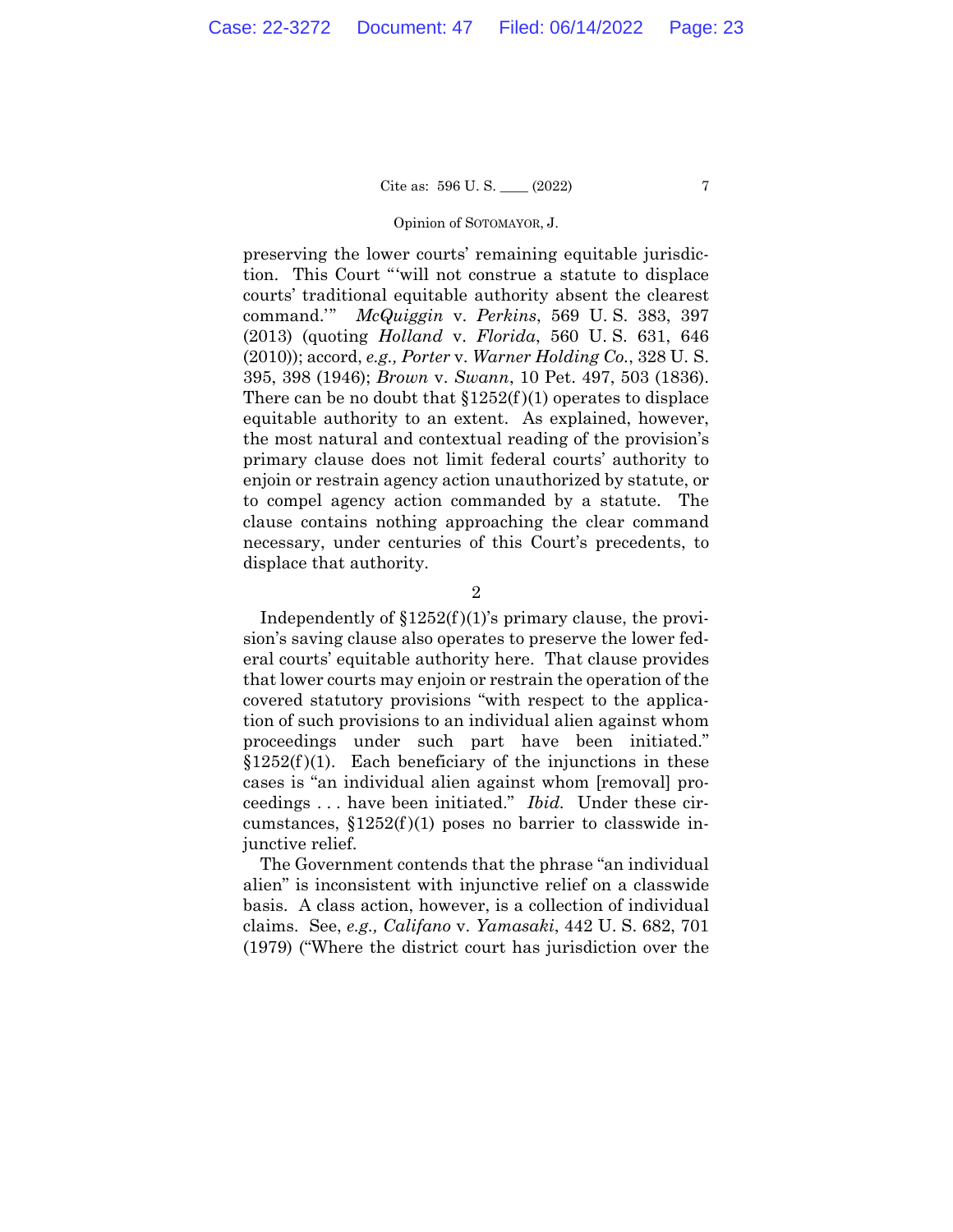preserving the lower courts' remaining equitable jurisdiction. This Court "'will not construe a statute to displace courts' traditional equitable authority absent the clearest command.'" *McQuiggin* v. *Perkins*, 569 U. S. 383, 397 (2013) (quoting *Holland* v. *Florida*, 560 U. S. 631, 646 (2010)); accord, *e.g., Porter* v. *Warner Holding Co.*, 328 U. S. 395, 398 (1946); *Brown* v. *Swann*, 10 Pet. 497, 503 (1836). There can be no doubt that §1252(f)(1) operates to displace equitable authority to an extent. As explained, however, the most natural and contextual reading of the provision's primary clause does not limit federal courts' authority to enjoin or restrain agency action unauthorized by statute, or to compel agency action commanded by a statute. The clause contains nothing approaching the clear command necessary, under centuries of this Court's precedents, to displace that authority.

2

Independently of §1252(f)(1)'s primary clause, the provision's saving clause also operates to preserve the lower federal courts' equitable authority here. That clause provides that lower courts may enjoin or restrain the operation of the covered statutory provisions "with respect to the application of such provisions to an individual alien against whom proceedings under such part have been initiated." §1252(f)(1). Each beneficiary of the injunctions in these cases is "an individual alien against whom [removal] proceedings . . . have been initiated." *Ibid.* Under these circumstances, §1252(f)(1) poses no barrier to classwide injunctive relief.

The Government contends that the phrase "an individual alien" is inconsistent with injunctive relief on a classwide basis. A class action, however, is a collection of individual claims. See, *e.g., Califano* v. *Yamasaki*, 442 U. S. 682, 701 (1979) ("Where the district court has jurisdiction over the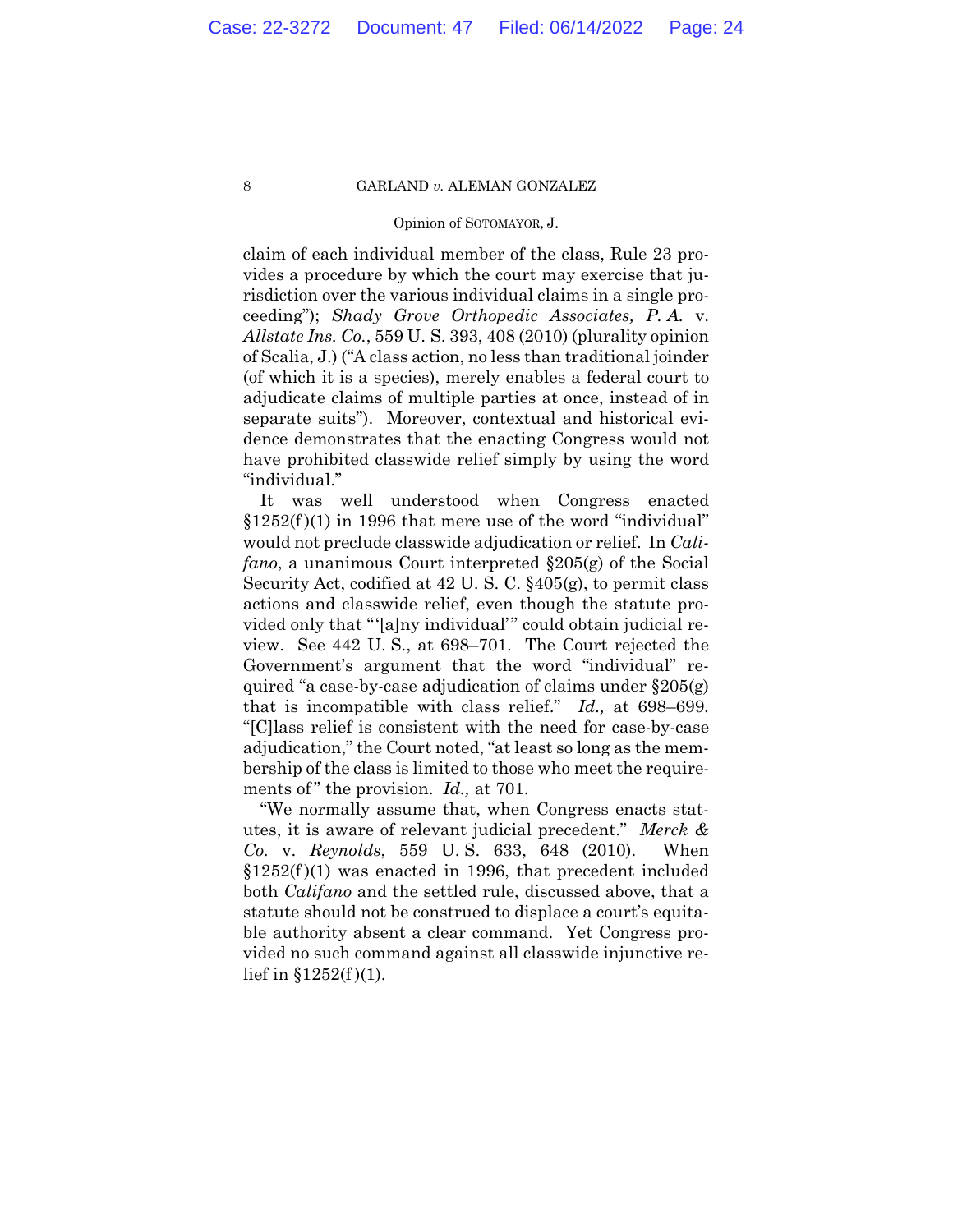claim of each individual member of the class, Rule 23 provides a procedure by which the court may exercise that jurisdiction over the various individual claims in a single proceeding"); *Shady Grove Orthopedic Associates, P. A.* v. *Allstate Ins. Co.*, 559 U. S. 393, 408 (2010) (plurality opinion of Scalia, J.) ("A class action, no less than traditional joinder (of which it is a species), merely enables a federal court to adjudicate claims of multiple parties at once, instead of in separate suits"). Moreover, contextual and historical evidence demonstrates that the enacting Congress would not have prohibited classwide relief simply by using the word "individual."

It was well understood when Congress enacted §1252(f)(1) in 1996 that mere use of the word "individual" would not preclude classwide adjudication or relief. In *Califano*, a unanimous Court interpreted §205(g) of the Social Security Act, codified at 42 U. S. C. §405(g), to permit class actions and classwide relief, even though the statute provided only that "'[a]ny individual'" could obtain judicial review. See 442 U. S., at 698–701. The Court rejected the Government's argument that the word "individual" required "a case-by-case adjudication of claims under §205(g) that is incompatible with class relief." *Id.,* at 698–699. "[C]lass relief is consistent with the need for case-by-case adjudication," the Court noted, "at least so long as the membership of the class is limited to those who meet the requirements of" the provision. *Id.,* at 701.

"We normally assume that, when Congress enacts statutes, it is aware of relevant judicial precedent." *Merck & Co.* v. *Reynolds*, 559 U. S. 633, 648 (2010). When §1252(f)(1) was enacted in 1996, that precedent included both *Califano* and the settled rule, discussed above, that a statute should not be construed to displace a court's equitable authority absent a clear command. Yet Congress provided no such command against all classwide injunctive relief in §1252(f)(1).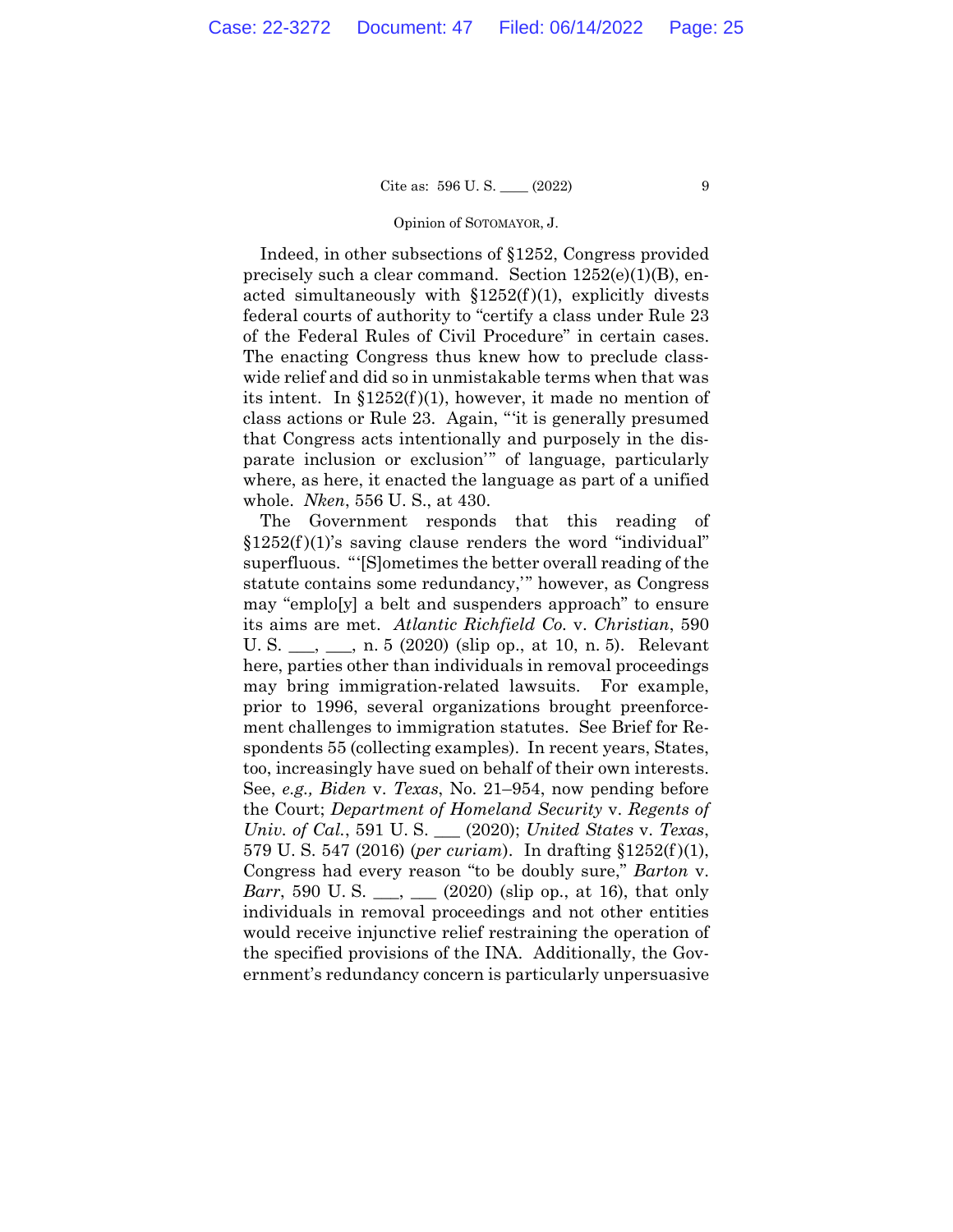Indeed, in other subsections of §1252, Congress provided precisely such a clear command. Section 1252(e)(1)(B), enacted simultaneously with §1252(f)(1), explicitly divests federal courts of authority to "certify a class under Rule 23 of the Federal Rules of Civil Procedure" in certain cases. The enacting Congress thus knew how to preclude classwide relief and did so in unmistakable terms when that was its intent. In §1252(f)(1), however, it made no mention of class actions or Rule 23. Again, "'it is generally presumed that Congress acts intentionally and purposely in the disparate inclusion or exclusion'" of language, particularly where, as here, it enacted the language as part of a unified whole. *Nken*, 556 U. S., at 430.

The Government responds that this reading of §1252(f)(1)'s saving clause renders the word "individual" superfluous. "'[S]ometimes the better overall reading of the statute contains some redundancy,'" however, as Congress may "emplo[y] a belt and suspenders approach" to ensure its aims are met. *Atlantic Richfield Co.* v. *Christian*, 590 U. S. ___, ___, n. 5 (2020) (slip op., at 10, n. 5). Relevant here, parties other than individuals in removal proceedings may bring immigration-related lawsuits. For example, prior to 1996, several organizations brought preenforcement challenges to immigration statutes. See Brief for Respondents 55 (collecting examples). In recent years, States, too, increasingly have sued on behalf of their own interests. See, *e.g., Biden* v. *Texas*, No. 21–954, now pending before the Court; *Department of Homeland Security* v. *Regents of Univ. of Cal.*, 591 U. S. ___ (2020); *United States* v. *Texas*, 579 U. S. 547 (2016) (*per curiam*). In drafting §1252(f)(1), Congress had every reason "to be doubly sure," *Barton* v. *Barr*, 590 U. S. ___, ___ (2020) (slip op., at 16), that only individuals in removal proceedings and not other entities would receive injunctive relief restraining the operation of the specified provisions of the INA. Additionally, the Government's redundancy concern is particularly unpersuasive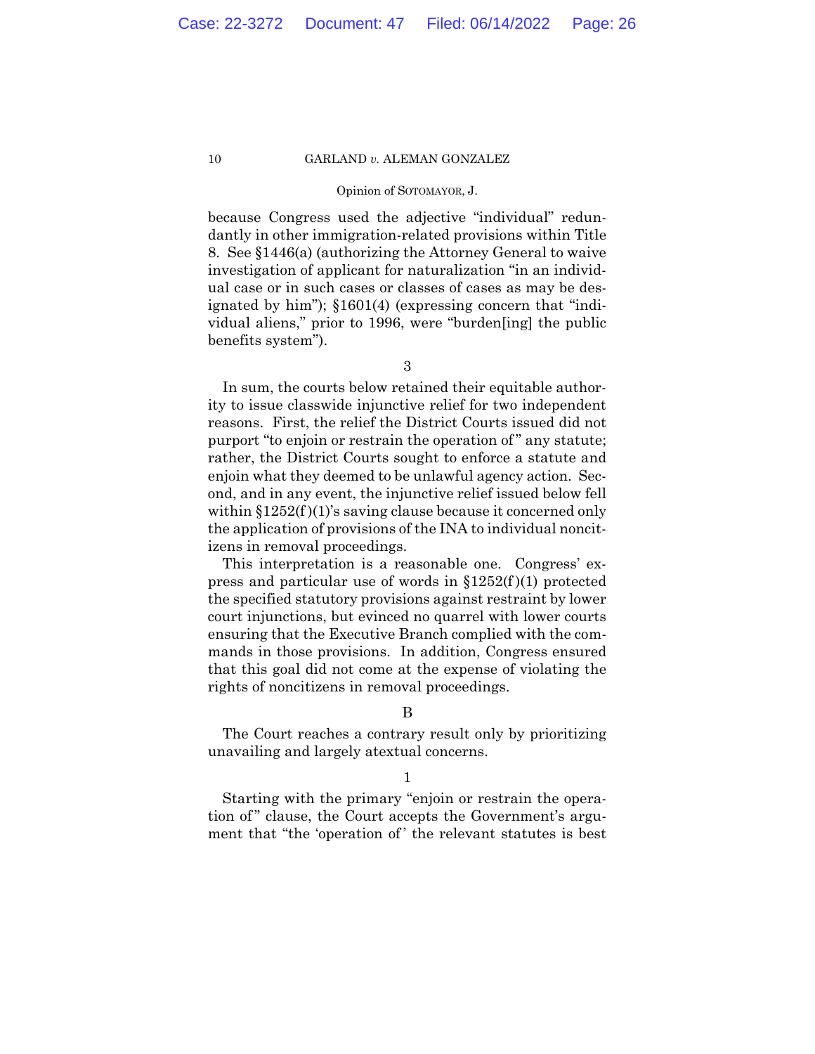because Congress used the adjective "individual" redundantly in other immigration-related provisions within Title 8. See §1446(a) (authorizing the Attorney General to waive investigation of applicant for naturalization "in an individual case or in such cases or classes of cases as may be designated by him"); §1601(4) (expressing concern that "individual aliens," prior to 1996, were "burden[ing] the public benefits system").

3

In sum, the courts below retained their equitable authority to issue classwide injunctive relief for two independent reasons. First, the relief the District Courts issued did not purport "to enjoin or restrain the operation of" any statute; rather, the District Courts sought to enforce a statute and enjoin what they deemed to be unlawful agency action. Second, and in any event, the injunctive relief issued below fell within §1252(f)(1)'s saving clause because it concerned only the application of provisions of the INA to individual noncitizens in removal proceedings.

This interpretation is a reasonable one. Congress' express and particular use of words in §1252(f)(1) protected the specified statutory provisions against restraint by lower court injunctions, but evinced no quarrel with lower courts ensuring that the Executive Branch complied with the commands in those provisions. In addition, Congress ensured that this goal did not come at the expense of violating the rights of noncitizens in removal proceedings.

B

The Court reaches a contrary result only by prioritizing unavailing and largely atextual concerns.

1

Starting with the primary "enjoin or restrain the operation of" clause, the Court accepts the Government's argument that "the 'operation of' the relevant statutes is best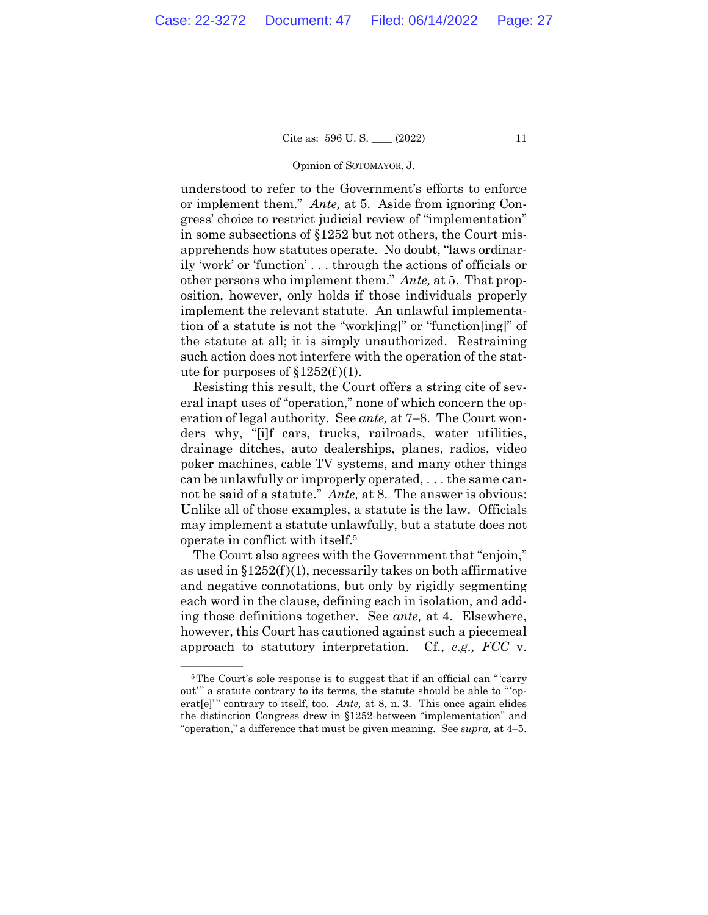understood to refer to the Government's efforts to enforce or implement them." *Ante,* at 5. Aside from ignoring Congress' choice to restrict judicial review of "implementation" in some subsections of §1252 but not others, the Court misapprehends how statutes operate. No doubt, "laws ordinarily 'work' or 'function' . . . through the actions of officials or other persons who implement them." *Ante,* at 5. That proposition, however, only holds if those individuals properly implement the relevant statute. An unlawful implementation of a statute is not the "work[ing]" or "function[ing]" of the statute at all; it is simply unauthorized. Restraining such action does not interfere with the operation of the statute for purposes of §1252(f)(1).

Resisting this result, the Court offers a string cite of several inapt uses of "operation," none of which concern the operation of legal authority. See *ante,* at 7–8. The Court wonders why, "[i]f cars, trucks, railroads, water utilities, drainage ditches, auto dealerships, planes, radios, video poker machines, cable TV systems, and many other things can be unlawfully or improperly operated, . . . the same cannot be said of a statute." *Ante,* at 8. The answer is obvious: Unlike all of those examples, a statute is the law. Officials may implement a statute unlawfully, but a statute does not operate in conflict with itself.[5]

The Court also agrees with the Government that "enjoin," as used in §1252(f)(1), necessarily takes on both affirmative and negative connotations, but only by rigidly segmenting each word in the clause, defining each in isolation, and adding those definitions together. See *ante,* at 4. Elsewhere, however, this Court has cautioned against such a piecemeal approach to statutory interpretation. Cf., *e.g., FCC* v.

---

[5] The Court's sole response is to suggest that if an official can "'carry out'" a statute contrary to its terms, the statute should be able to "'operat[e]'" contrary to itself, too. *Ante,* at 8, n. 3. This once again elides the distinction Congress drew in §1252 between "implementation" and "operation," a difference that must be given meaning. See *supra,* at 4–5.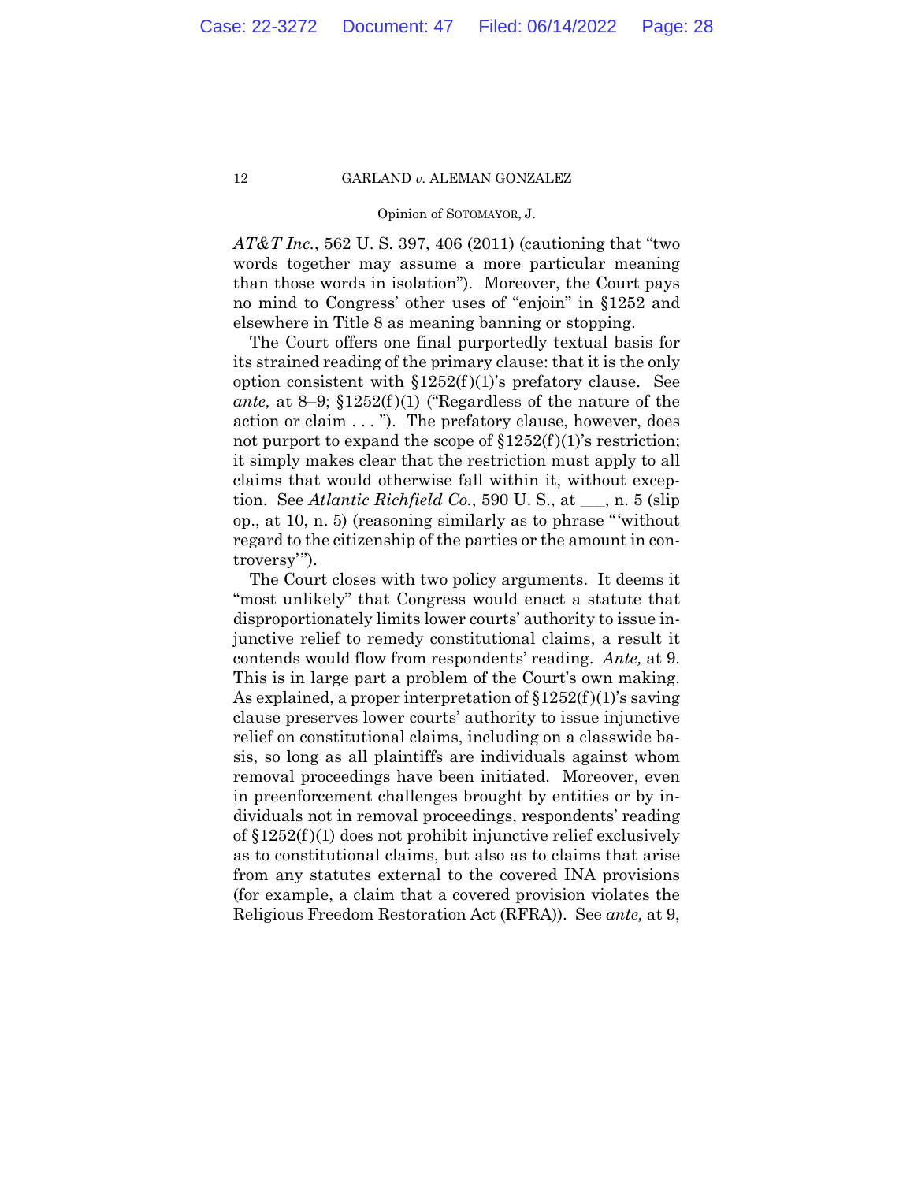*AT&T Inc.*, 562 U. S. 397, 406 (2011) (cautioning that "two words together may assume a more particular meaning than those words in isolation"). Moreover, the Court pays no mind to Congress' other uses of "enjoin" in §1252 and elsewhere in Title 8 as meaning banning or stopping.

The Court offers one final purportedly textual basis for its strained reading of the primary clause: that it is the only option consistent with §1252(f)(1)'s prefatory clause. See *ante,* at 8–9; §1252(f)(1) ("Regardless of the nature of the action or claim . . . "). The prefatory clause, however, does not purport to expand the scope of §1252(f)(1)'s restriction; it simply makes clear that the restriction must apply to all claims that would otherwise fall within it, without exception. See *Atlantic Richfield Co.*, 590 U. S., at ___, n. 5 (slip op., at 10, n. 5) (reasoning similarly as to phrase "'without regard to the citizenship of the parties or the amount in controversy'").

The Court closes with two policy arguments. It deems it "most unlikely" that Congress would enact a statute that disproportionately limits lower courts' authority to issue injunctive relief to remedy constitutional claims, a result it contends would flow from respondents' reading. *Ante,* at 9. This is in large part a problem of the Court's own making. As explained, a proper interpretation of §1252(f)(1)'s saving clause preserves lower courts' authority to issue injunctive relief on constitutional claims, including on a classwide basis, so long as all plaintiffs are individuals against whom removal proceedings have been initiated. Moreover, even in preenforcement challenges brought by entities or by individuals not in removal proceedings, respondents' reading of §1252(f)(1) does not prohibit injunctive relief exclusively as to constitutional claims, but also as to claims that arise from any statutes external to the covered INA provisions (for example, a claim that a covered provision violates the Religious Freedom Restoration Act (RFRA)). See *ante,* at 9,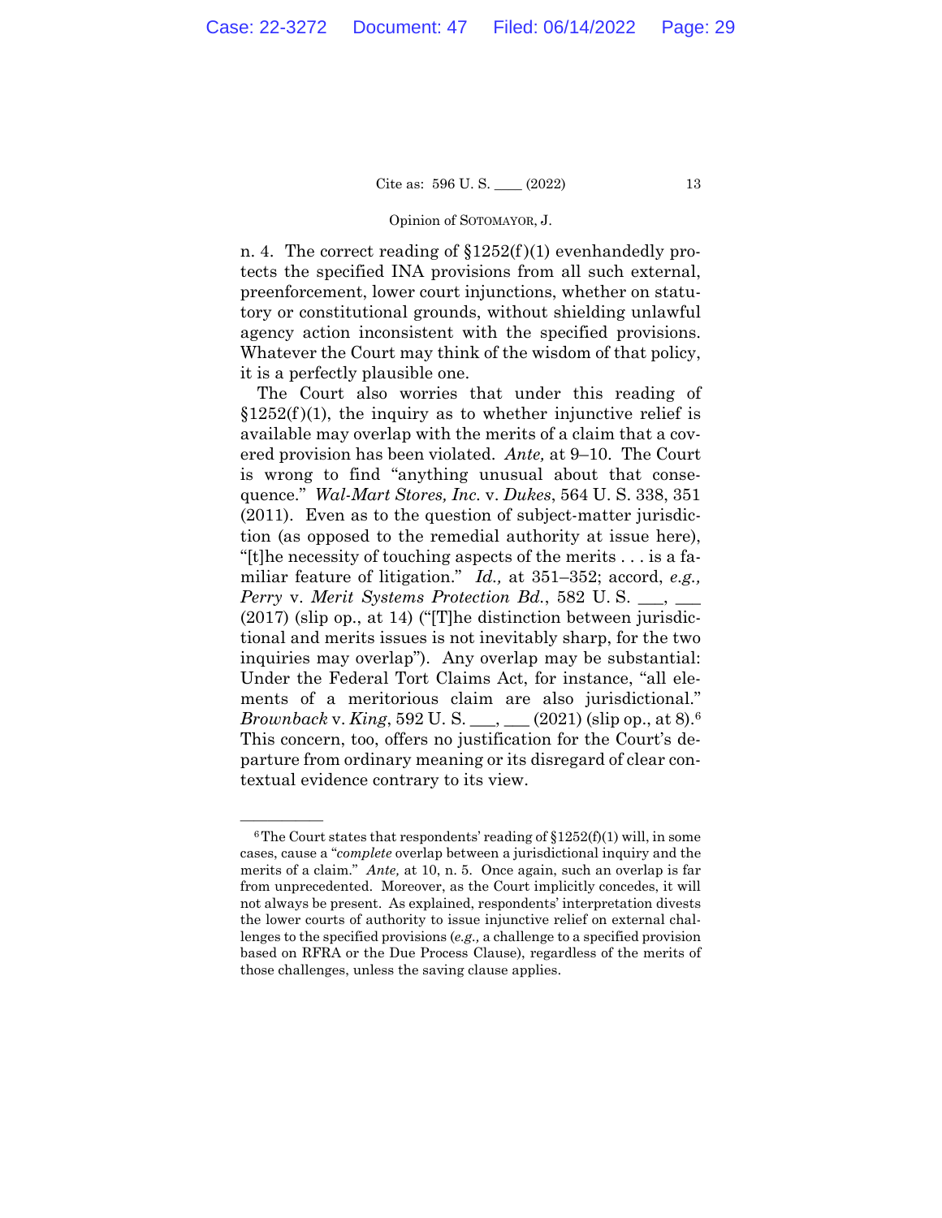n. 4. The correct reading of §1252(f)(1) evenhandedly protects the specified INA provisions from all such external, preenforcement, lower court injunctions, whether on statutory or constitutional grounds, without shielding unlawful agency action inconsistent with the specified provisions. Whatever the Court may think of the wisdom of that policy, it is a perfectly plausible one.

The Court also worries that under this reading of §1252(f)(1), the inquiry as to whether injunctive relief is available may overlap with the merits of a claim that a covered provision has been violated. *Ante,* at 9–10. The Court is wrong to find "anything unusual about that consequence." *Wal-Mart Stores, Inc.* v. *Dukes*, 564 U. S. 338, 351 (2011). Even as to the question of subject-matter jurisdiction (as opposed to the remedial authority at issue here), "[t]he necessity of touching aspects of the merits . . . is a familiar feature of litigation." *Id.,* at 351–352; accord, *e.g., Perry* v. *Merit Systems Protection Bd.*, 582 U. S. ___, ___ (2017) (slip op., at 14) ("[T]he distinction between jurisdictional and merits issues is not inevitably sharp, for the two inquiries may overlap"). Any overlap may be substantial: Under the Federal Tort Claims Act, for instance, "all elements of a meritorious claim are also jurisdictional." *Brownback* v. *King*, 592 U. S. ___, ___ (2021) (slip op., at 8).[6] This concern, too, offers no justification for the Court's departure from ordinary meaning or its disregard of clear contextual evidence contrary to its view.

---

[6] The Court states that respondents' reading of §1252(f)(1) will, in some cases, cause a "*complete* overlap between a jurisdictional inquiry and the merits of a claim." *Ante,* at 10, n. 5. Once again, such an overlap is far from unprecedented. Moreover, as the Court implicitly concedes, it will not always be present. As explained, respondents' interpretation divests the lower courts of authority to issue injunctive relief on external challenges to the specified provisions (*e.g.,* a challenge to a specified provision based on RFRA or the Due Process Clause), regardless of the merits of those challenges, unless the saving clause applies.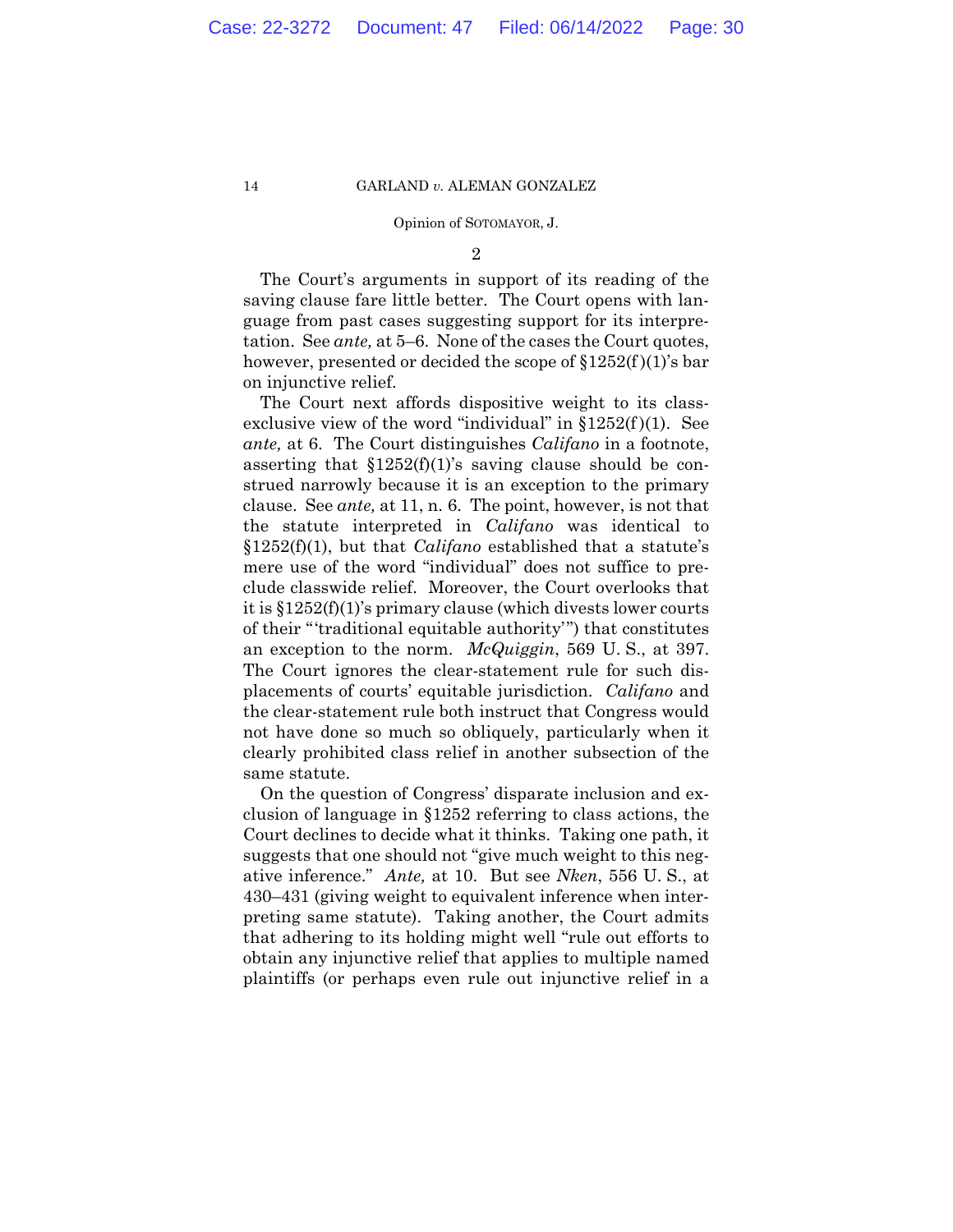2

The Court's arguments in support of its reading of the saving clause fare little better. The Court opens with language from past cases suggesting support for its interpretation. See *ante,* at 5–6. None of the cases the Court quotes, however, presented or decided the scope of §1252(f)(1)'s bar on injunctive relief.

The Court next affords dispositive weight to its class-exclusive view of the word "individual" in §1252(f)(1). See *ante,* at 6. The Court distinguishes *Califano* in a footnote, asserting that §1252(f)(1)'s saving clause should be construed narrowly because it is an exception to the primary clause. See *ante,* at 11, n. 6. The point, however, is not that the statute interpreted in *Califano* was identical to §1252(f)(1), but that *Califano* established that a statute's mere use of the word "individual" does not suffice to preclude classwide relief. Moreover, the Court overlooks that it is §1252(f)(1)'s primary clause (which divests lower courts of their "'traditional equitable authority'") that constitutes an exception to the norm. *McQuiggin*, 569 U. S., at 397. The Court ignores the clear-statement rule for such displacements of courts' equitable jurisdiction. *Califano* and the clear-statement rule both instruct that Congress would not have done so much so obliquely, particularly when it clearly prohibited class relief in another subsection of the same statute.

On the question of Congress' disparate inclusion and exclusion of language in §1252 referring to class actions, the Court declines to decide what it thinks. Taking one path, it suggests that one should not "give much weight to this negative inference." *Ante,* at 10. But see *Nken*, 556 U. S., at 430–431 (giving weight to equivalent inference when interpreting same statute). Taking another, the Court admits that adhering to its holding might well "rule out efforts to obtain any injunctive relief that applies to multiple named plaintiffs (or perhaps even rule out injunctive relief in a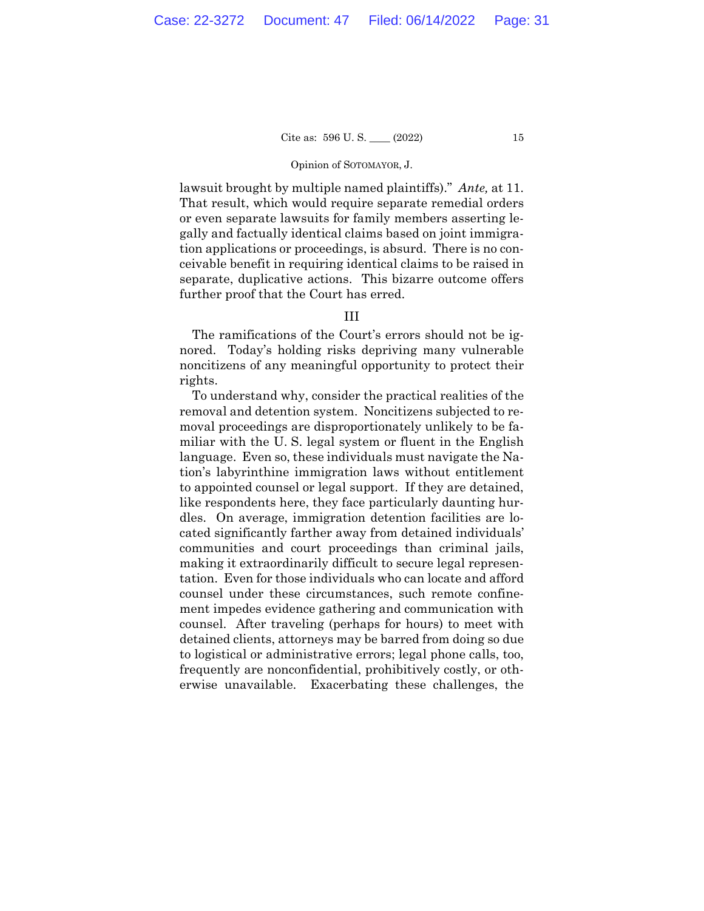lawsuit brought by multiple named plaintiffs)." *Ante,* at 11. That result, which would require separate remedial orders or even separate lawsuits for family members asserting legally and factually identical claims based on joint immigration applications or proceedings, is absurd. There is no conceivable benefit in requiring identical claims to be raised in separate, duplicative actions. This bizarre outcome offers further proof that the Court has erred.

III

The ramifications of the Court's errors should not be ignored. Today's holding risks depriving many vulnerable noncitizens of any meaningful opportunity to protect their rights.

To understand why, consider the practical realities of the removal and detention system. Noncitizens subjected to removal proceedings are disproportionately unlikely to be familiar with the U. S. legal system or fluent in the English language. Even so, these individuals must navigate the Nation's labyrinthine immigration laws without entitlement to appointed counsel or legal support. If they are detained, like respondents here, they face particularly daunting hurdles. On average, immigration detention facilities are located significantly farther away from detained individuals' communities and court proceedings than criminal jails, making it extraordinarily difficult to secure legal representation. Even for those individuals who can locate and afford counsel under these circumstances, such remote confinement impedes evidence gathering and communication with counsel. After traveling (perhaps for hours) to meet with detained clients, attorneys may be barred from doing so due to logistical or administrative errors; legal phone calls, too, frequently are nonconfidential, prohibitively costly, or otherwise unavailable. Exacerbating these challenges, the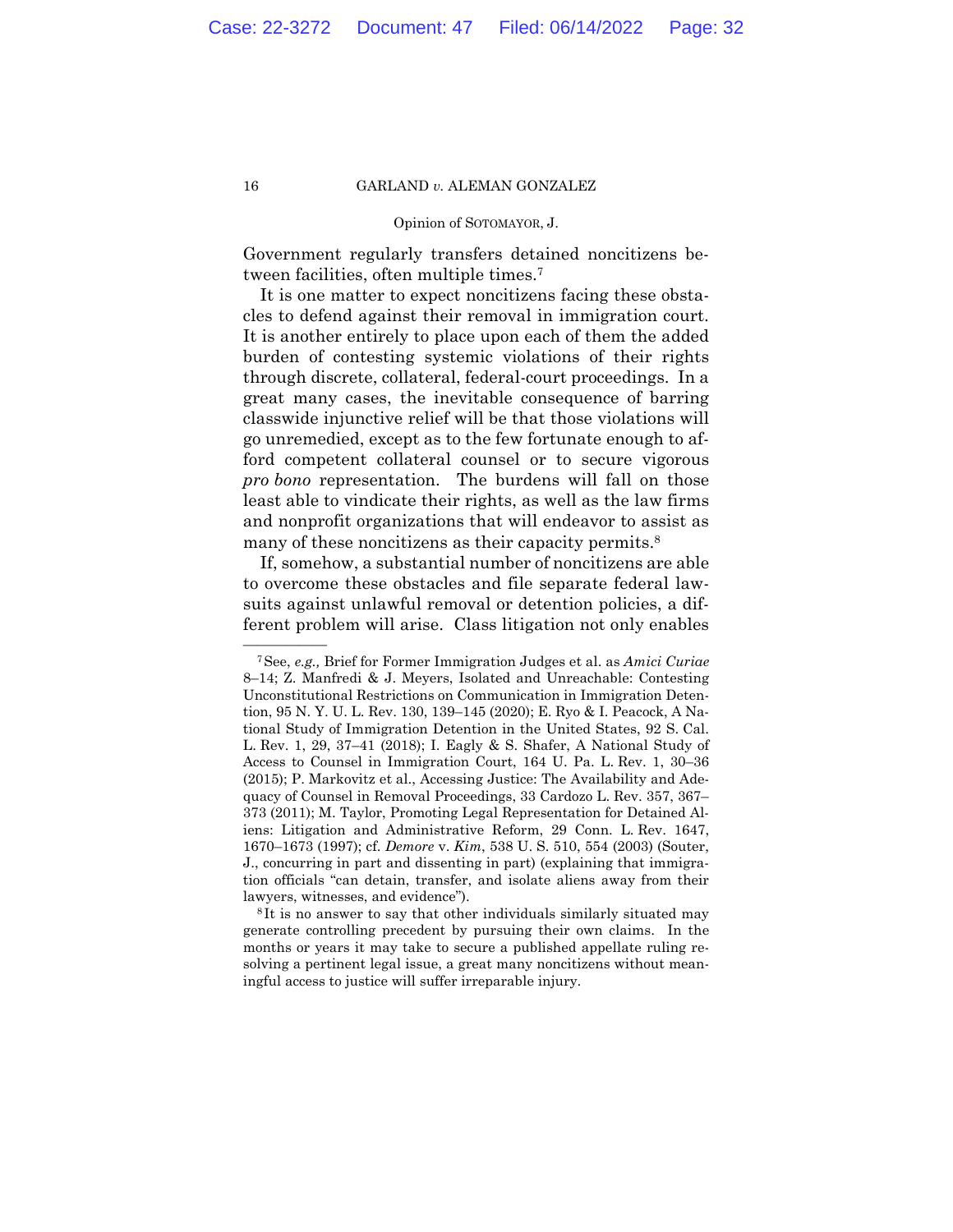Government regularly transfers detained noncitizens between facilities, often multiple times.[7]

It is one matter to expect noncitizens facing these obstacles to defend against their removal in immigration court. It is another entirely to place upon each of them the added burden of contesting systemic violations of their rights through discrete, collateral, federal-court proceedings. In a great many cases, the inevitable consequence of barring classwide injunctive relief will be that those violations will go unremedied, except as to the few fortunate enough to afford competent collateral counsel or to secure vigorous *pro bono* representation. The burdens will fall on those least able to vindicate their rights, as well as the law firms and nonprofit organizations that will endeavor to assist as many of these noncitizens as their capacity permits.[8]

If, somehow, a substantial number of noncitizens are able to overcome these obstacles and file separate federal lawsuits against unlawful removal or detention policies, a different problem will arise. Class litigation not only enables

---

[7] See, *e.g.,* Brief for Former Immigration Judges et al. as *Amici Curiae* 8–14; Z. Manfredi & J. Meyers, Isolated and Unreachable: Contesting Unconstitutional Restrictions on Communication in Immigration Detention, 95 N. Y. U. L. Rev. 130, 139–145 (2020); E. Ryo & I. Peacock, A National Study of Immigration Detention in the United States, 92 S. Cal. L. Rev. 1, 29, 37–41 (2018); I. Eagly & S. Shafer, A National Study of Access to Counsel in Immigration Court, 164 U. Pa. L. Rev. 1, 30–36 (2015); P. Markovitz et al., Accessing Justice: The Availability and Adequacy of Counsel in Removal Proceedings, 33 Cardozo L. Rev. 357, 367–373 (2011); M. Taylor, Promoting Legal Representation for Detained Aliens: Litigation and Administrative Reform, 29 Conn. L. Rev. 1647, 1670–1673 (1997); cf. *Demore* v. *Kim*, 538 U. S. 510, 554 (2003) (Souter, J., concurring in part and dissenting in part) (explaining that immigration officials "can detain, transfer, and isolate aliens away from their lawyers, witnesses, and evidence").

[8] It is no answer to say that other individuals similarly situated may generate controlling precedent by pursuing their own claims. In the months or years it may take to secure a published appellate ruling resolving a pertinent legal issue, a great many noncitizens without meaningful access to justice will suffer irreparable injury.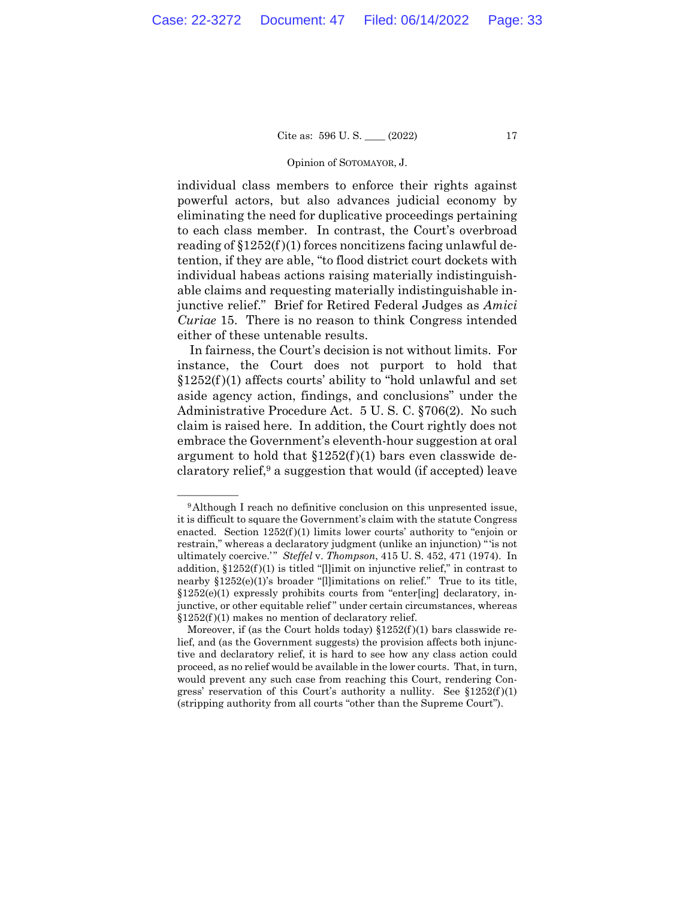individual class members to enforce their rights against powerful actors, but also advances judicial economy by eliminating the need for duplicative proceedings pertaining to each class member. In contrast, the Court's overbroad reading of §1252(f)(1) forces noncitizens facing unlawful detention, if they are able, "to flood district court dockets with individual habeas actions raising materially indistinguishable claims and requesting materially indistinguishable injunctive relief." Brief for Retired Federal Judges as *Amici Curiae* 15. There is no reason to think Congress intended either of these untenable results.

In fairness, the Court's decision is not without limits. For instance, the Court does not purport to hold that §1252(f)(1) affects courts' ability to "hold unlawful and set aside agency action, findings, and conclusions" under the Administrative Procedure Act. 5 U. S. C. §706(2). No such claim is raised here. In addition, the Court rightly does not embrace the Government's eleventh-hour suggestion at oral argument to hold that §1252(f)(1) bars even classwide declaratory relief,[9] a suggestion that would (if accepted) leave

---

[9] Although I reach no definitive conclusion on this unpresented issue, it is difficult to square the Government's claim with the statute Congress enacted. Section 1252(f)(1) limits lower courts' authority to "enjoin or restrain," whereas a declaratory judgment (unlike an injunction) "'is not ultimately coercive.'" *Steffel* v. *Thompson*, 415 U. S. 452, 471 (1974). In addition, §1252(f)(1) is titled "[l]imit on injunctive relief," in contrast to nearby §1252(e)(1)'s broader "[l]imitations on relief." True to its title, §1252(e)(1) expressly prohibits courts from "enter[ing] declaratory, injunctive, or other equitable relief" under certain circumstances, whereas §1252(f)(1) makes no mention of declaratory relief.

Moreover, if (as the Court holds today) §1252(f)(1) bars classwide relief, and (as the Government suggests) the provision affects both injunctive and declaratory relief, it is hard to see how any class action could proceed, as no relief would be available in the lower courts. That, in turn, would prevent any such case from reaching this Court, rendering Congress' reservation of this Court's authority a nullity. See §1252(f)(1) (stripping authority from all courts "other than the Supreme Court").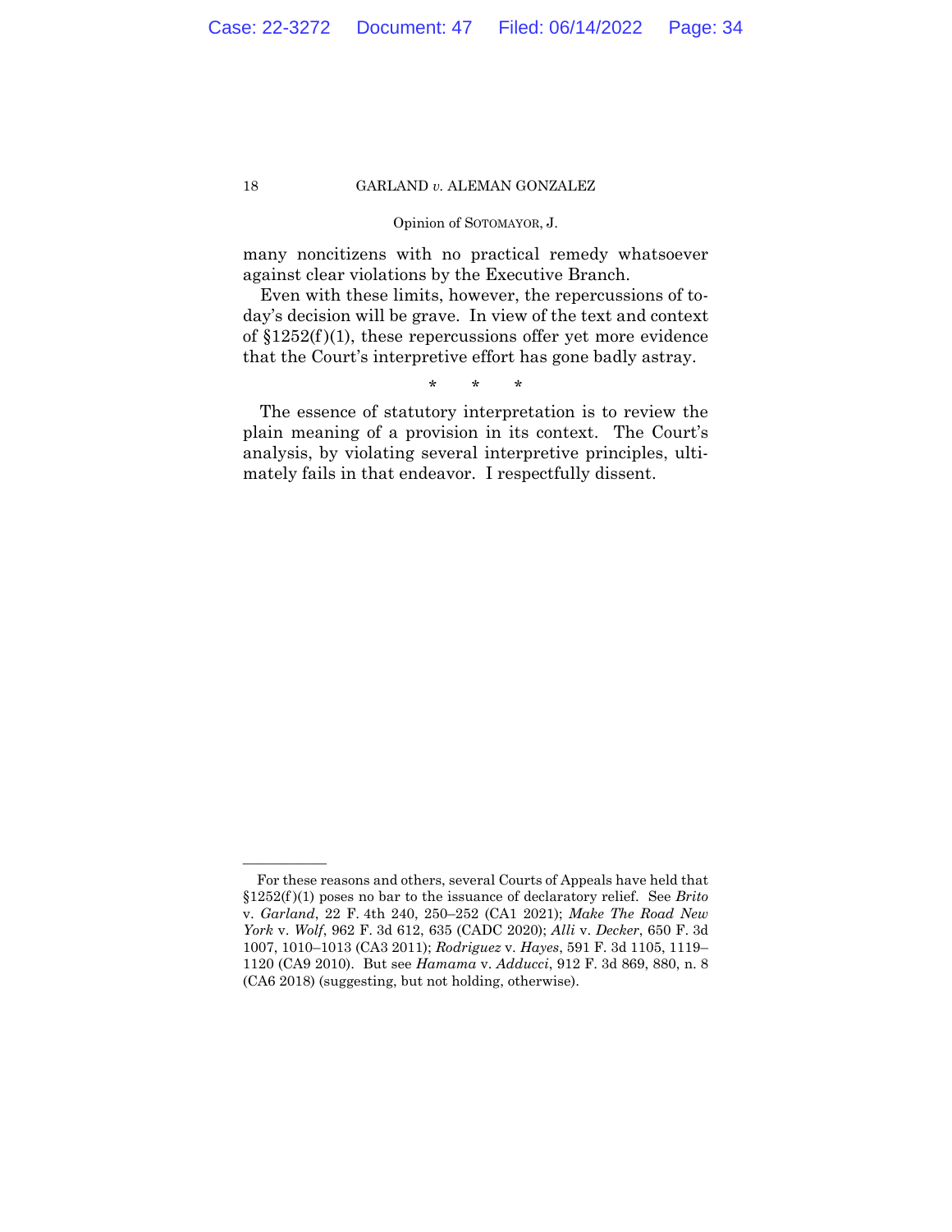many noncitizens with no practical remedy whatsoever against clear violations by the Executive Branch.

Even with these limits, however, the repercussions of today's decision will be grave. In view of the text and context of §1252(f)(1), these repercussions offer yet more evidence that the Court's interpretive effort has gone badly astray.

\*  \*  \*

The essence of statutory interpretation is to review the plain meaning of a provision in its context. The Court's analysis, by violating several interpretive principles, ultimately fails in that endeavor. I respectfully dissent.

---

For these reasons and others, several Courts of Appeals have held that §1252(f)(1) poses no bar to the issuance of declaratory relief. See *Brito* v. *Garland*, 22 F. 4th 240, 250–252 (CA1 2021); *Make The Road New York* v. *Wolf*, 962 F. 3d 612, 635 (CADC 2020); *Alli* v. *Decker*, 650 F. 3d 1007, 1010–1013 (CA3 2011); *Rodriguez* v. *Hayes*, 591 F. 3d 1105, 1119–1120 (CA9 2010). But see *Hamama* v. *Adducci*, 912 F. 3d 869, 880, n. 8 (CA6 2018) (suggesting, but not holding, otherwise).